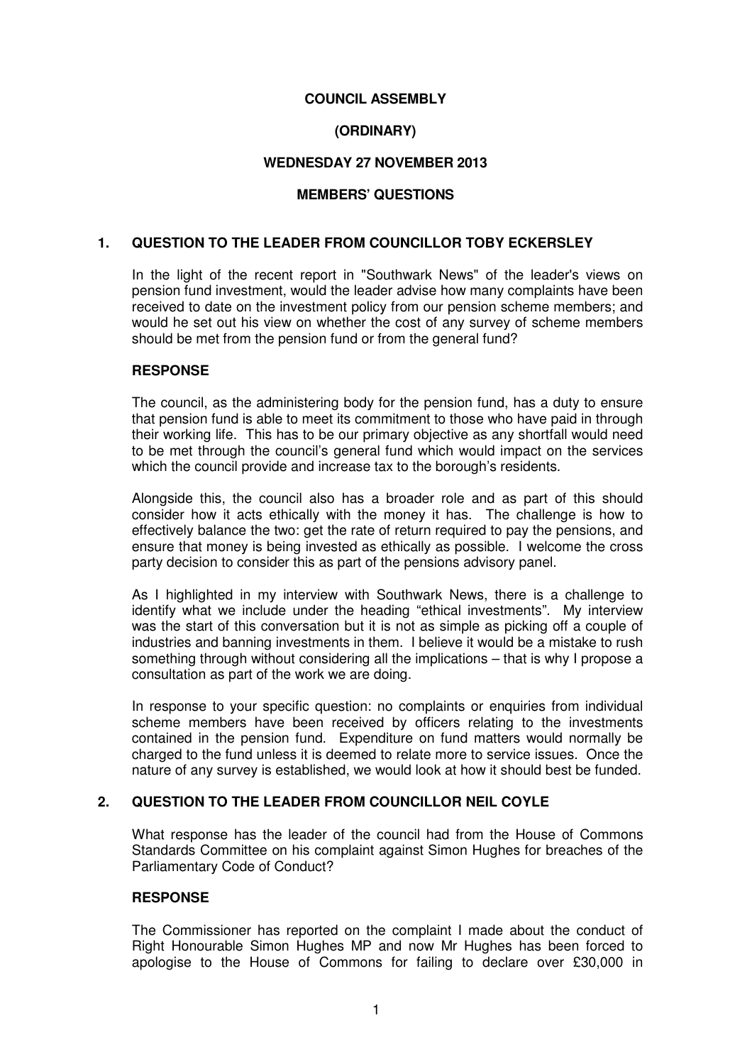**COUNCIL ASSEMBLY**

**(ORDINARY)**

**WEDNESDAY 27 NOVEMBER 2013**

**MEMBERS' QUESTIONS**

## 1. QUESTION TO THE LEADER FROM COUNCILLOR TOBY ECKERSLEY

In the light of the recent report in "Southwark News" of the leader's views on pension fund investment, would the leader advise how many complaints have been received to date on the investment policy from our pension scheme members; and would he set out his view on whether the cost of any survey of scheme members should be met from the pension fund or from the general fund?

**RESPONSE**

The council, as the administering body for the pension fund, has a duty to ensure that pension fund is able to meet its commitment to those who have paid in through their working life. This has to be our primary objective as any shortfall would need to be met through the council's general fund which would impact on the services which the council provide and increase tax to the borough's residents.

Alongside this, the council also has a broader role and as part of this should consider how it acts ethically with the money it has. The challenge is how to effectively balance the two: get the rate of return required to pay the pensions, and ensure that money is being invested as ethically as possible. I welcome the cross party decision to consider this as part of the pensions advisory panel.

As I highlighted in my interview with Southwark News, there is a challenge to identify what we include under the heading "ethical investments". My interview was the start of this conversation but it is not as simple as picking off a couple of industries and banning investments in them. I believe it would be a mistake to rush something through without considering all the implications – that is why I propose a consultation as part of the work we are doing.

In response to your specific question: no complaints or enquiries from individual scheme members have been received by officers relating to the investments contained in the pension fund. Expenditure on fund matters would normally be charged to the fund unless it is deemed to relate more to service issues. Once the nature of any survey is established, we would look at how it should best be funded.

## 2. QUESTION TO THE LEADER FROM COUNCILLOR NEIL COYLE

What response has the leader of the council had from the House of Commons Standards Committee on his complaint against Simon Hughes for breaches of the Parliamentary Code of Conduct?

**RESPONSE**

The Commissioner has reported on the complaint I made about the conduct of Right Honourable Simon Hughes MP and now Mr Hughes has been forced to apologise to the House of Commons for failing to declare over £30,000 in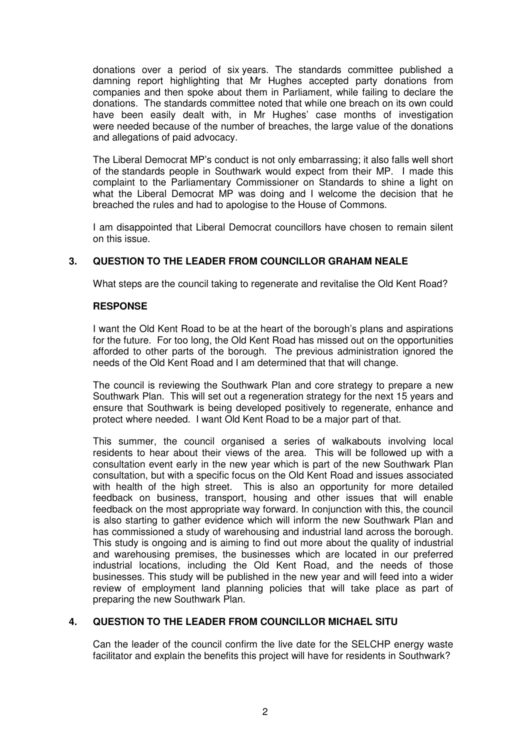donations over a period of six years. The standards committee published a damning report highlighting that Mr Hughes accepted party donations from companies and then spoke about them in Parliament, while failing to declare the donations. The standards committee noted that while one breach on its own could have been easily dealt with, in Mr Hughes' case months of investigation were needed because of the number of breaches, the large value of the donations and allegations of paid advocacy.

The Liberal Democrat MP's conduct is not only embarrassing; it also falls well short of the standards people in Southwark would expect from their MP. I made this complaint to the Parliamentary Commissioner on Standards to shine a light on what the Liberal Democrat MP was doing and I welcome the decision that he breached the rules and had to apologise to the House of Commons.

I am disappointed that Liberal Democrat councillors have chosen to remain silent on this issue.

## 3. QUESTION TO THE LEADER FROM COUNCILLOR GRAHAM NEALE

What steps are the council taking to regenerate and revitalise the Old Kent Road?

### RESPONSE

I want the Old Kent Road to be at the heart of the borough's plans and aspirations for the future. For too long, the Old Kent Road has missed out on the opportunities afforded to other parts of the borough. The previous administration ignored the needs of the Old Kent Road and I am determined that that will change.

The council is reviewing the Southwark Plan and core strategy to prepare a new Southwark Plan. This will set out a regeneration strategy for the next 15 years and ensure that Southwark is being developed positively to regenerate, enhance and protect where needed. I want Old Kent Road to be a major part of that.

This summer, the council organised a series of walkabouts involving local residents to hear about their views of the area. This will be followed up with a consultation event early in the new year which is part of the new Southwark Plan consultation, but with a specific focus on the Old Kent Road and issues associated with health of the high street. This is also an opportunity for more detailed feedback on business, transport, housing and other issues that will enable feedback on the most appropriate way forward. In conjunction with this, the council is also starting to gather evidence which will inform the new Southwark Plan and has commissioned a study of warehousing and industrial land across the borough. This study is ongoing and is aiming to find out more about the quality of industrial and warehousing premises, the businesses which are located in our preferred industrial locations, including the Old Kent Road, and the needs of those businesses. This study will be published in the new year and will feed into a wider review of employment land planning policies that will take place as part of preparing the new Southwark Plan.

## 4. QUESTION TO THE LEADER FROM COUNCILLOR MICHAEL SITU

Can the leader of the council confirm the live date for the SELCHP energy waste facilitator and explain the benefits this project will have for residents in Southwark?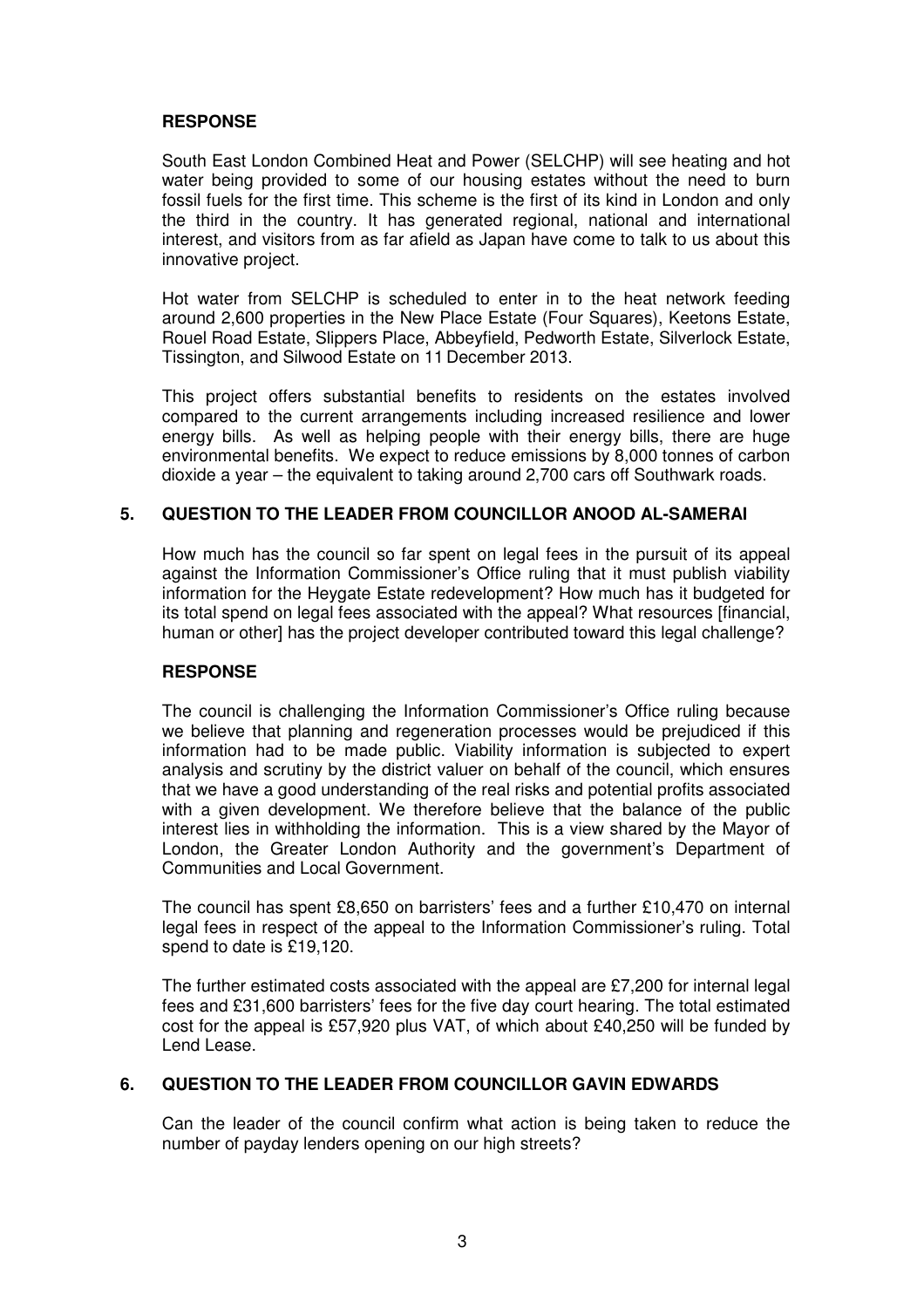**RESPONSE**

South East London Combined Heat and Power (SELCHP) will see heating and hot water being provided to some of our housing estates without the need to burn fossil fuels for the first time. This scheme is the first of its kind in London and only the third in the country. It has generated regional, national and international interest, and visitors from as far afield as Japan have come to talk to us about this innovative project.

Hot water from SELCHP is scheduled to enter in to the heat network feeding around 2,600 properties in the New Place Estate (Four Squares), Keetons Estate, Rouel Road Estate, Slippers Place, Abbeyfield, Pedworth Estate, Silverlock Estate, Tissington, and Silwood Estate on 11 December 2013.

This project offers substantial benefits to residents on the estates involved compared to the current arrangements including increased resilience and lower energy bills. As well as helping people with their energy bills, there are huge environmental benefits. We expect to reduce emissions by 8,000 tonnes of carbon dioxide a year – the equivalent to taking around 2,700 cars off Southwark roads.

## 5. QUESTION TO THE LEADER FROM COUNCILLOR ANOOD AL-SAMERAI

How much has the council so far spent on legal fees in the pursuit of its appeal against the Information Commissioner's Office ruling that it must publish viability information for the Heygate Estate redevelopment? How much has it budgeted for its total spend on legal fees associated with the appeal? What resources [financial, human or other] has the project developer contributed toward this legal challenge?

**RESPONSE**

The council is challenging the Information Commissioner's Office ruling because we believe that planning and regeneration processes would be prejudiced if this information had to be made public. Viability information is subjected to expert analysis and scrutiny by the district valuer on behalf of the council, which ensures that we have a good understanding of the real risks and potential profits associated with a given development. We therefore believe that the balance of the public interest lies in withholding the information. This is a view shared by the Mayor of London, the Greater London Authority and the government's Department of Communities and Local Government.

The council has spent £8,650 on barristers' fees and a further £10,470 on internal legal fees in respect of the appeal to the Information Commissioner's ruling. Total spend to date is £19,120.

The further estimated costs associated with the appeal are £7,200 for internal legal fees and £31,600 barristers' fees for the five day court hearing. The total estimated cost for the appeal is £57,920 plus VAT, of which about £40,250 will be funded by Lend Lease.

## 6. QUESTION TO THE LEADER FROM COUNCILLOR GAVIN EDWARDS

Can the leader of the council confirm what action is being taken to reduce the number of payday lenders opening on our high streets?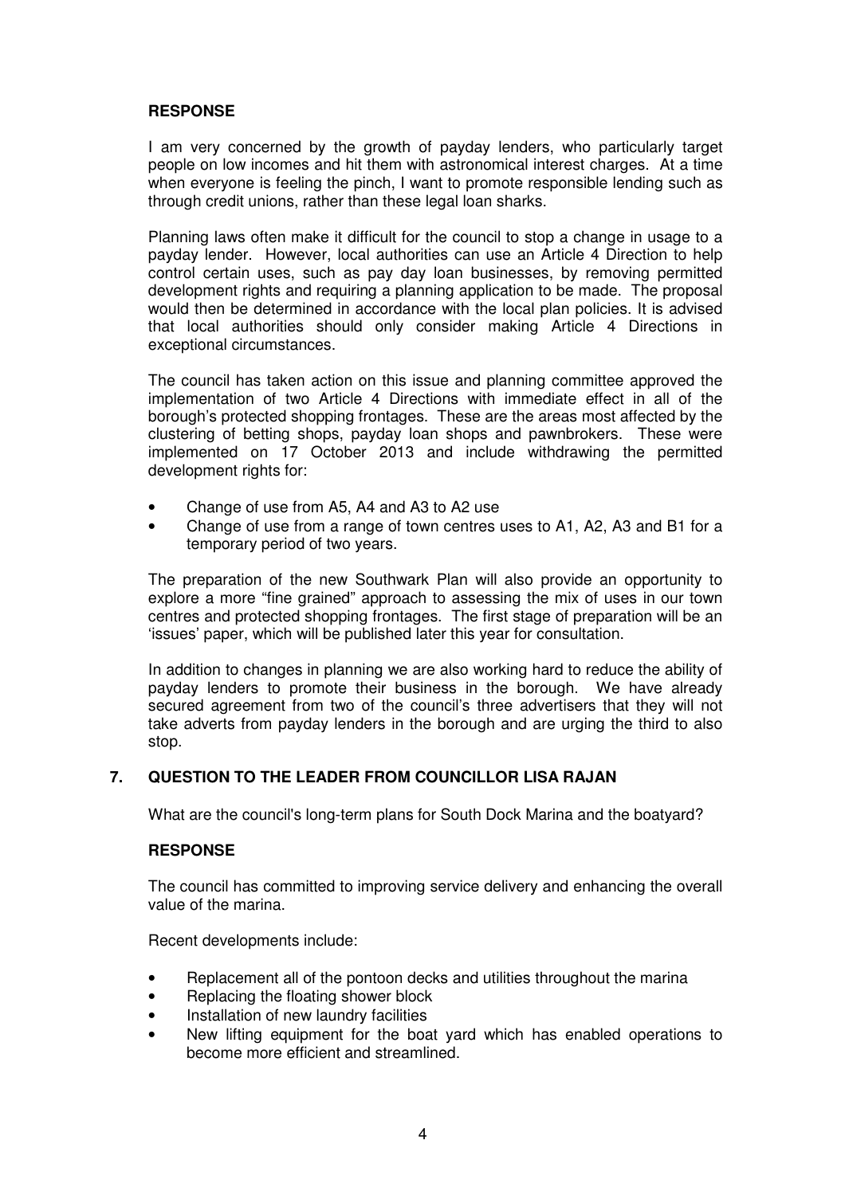**RESPONSE**

I am very concerned by the growth of payday lenders, who particularly target people on low incomes and hit them with astronomical interest charges. At a time when everyone is feeling the pinch, I want to promote responsible lending such as through credit unions, rather than these legal loan sharks.

Planning laws often make it difficult for the council to stop a change in usage to a payday lender. However, local authorities can use an Article 4 Direction to help control certain uses, such as pay day loan businesses, by removing permitted development rights and requiring a planning application to be made. The proposal would then be determined in accordance with the local plan policies. It is advised that local authorities should only consider making Article 4 Directions in exceptional circumstances.

The council has taken action on this issue and planning committee approved the implementation of two Article 4 Directions with immediate effect in all of the borough's protected shopping frontages. These are the areas most affected by the clustering of betting shops, payday loan shops and pawnbrokers. These were implemented on 17 October 2013 and include withdrawing the permitted development rights for:

- Change of use from A5, A4 and A3 to A2 use
- Change of use from a range of town centres uses to A1, A2, A3 and B1 for a temporary period of two years.

The preparation of the new Southwark Plan will also provide an opportunity to explore a more "fine grained" approach to assessing the mix of uses in our town centres and protected shopping frontages. The first stage of preparation will be an 'issues' paper, which will be published later this year for consultation.

In addition to changes in planning we are also working hard to reduce the ability of payday lenders to promote their business in the borough. We have already secured agreement from two of the council's three advertisers that they will not take adverts from payday lenders in the borough and are urging the third to also stop.

## 7. QUESTION TO THE LEADER FROM COUNCILLOR LISA RAJAN

What are the council's long-term plans for South Dock Marina and the boatyard?

**RESPONSE**

The council has committed to improving service delivery and enhancing the overall value of the marina.

Recent developments include:

- Replacement all of the pontoon decks and utilities throughout the marina
- Replacing the floating shower block
- Installation of new laundry facilities
- New lifting equipment for the boat yard which has enabled operations to become more efficient and streamlined.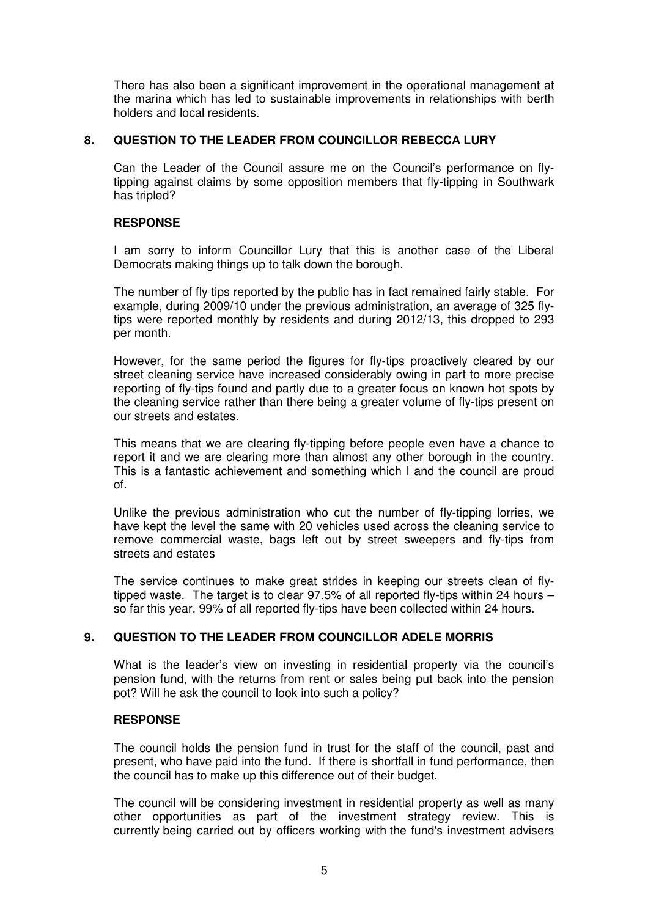There has also been a significant improvement in the operational management at the marina which has led to sustainable improvements in relationships with berth holders and local residents.

## 8. QUESTION TO THE LEADER FROM COUNCILLOR REBECCA LURY

Can the Leader of the Council assure me on the Council's performance on fly-tipping against claims by some opposition members that fly-tipping in Southwark has tripled?

### RESPONSE

I am sorry to inform Councillor Lury that this is another case of the Liberal Democrats making things up to talk down the borough.

The number of fly tips reported by the public has in fact remained fairly stable. For example, during 2009/10 under the previous administration, an average of 325 fly-tips were reported monthly by residents and during 2012/13, this dropped to 293 per month.

However, for the same period the figures for fly-tips proactively cleared by our street cleaning service have increased considerably owing in part to more precise reporting of fly-tips found and partly due to a greater focus on known hot spots by the cleaning service rather than there being a greater volume of fly-tips present on our streets and estates.

This means that we are clearing fly-tipping before people even have a chance to report it and we are clearing more than almost any other borough in the country. This is a fantastic achievement and something which I and the council are proud of.

Unlike the previous administration who cut the number of fly-tipping lorries, we have kept the level the same with 20 vehicles used across the cleaning service to remove commercial waste, bags left out by street sweepers and fly-tips from streets and estates

The service continues to make great strides in keeping our streets clean of fly-tipped waste. The target is to clear 97.5% of all reported fly-tips within 24 hours – so far this year, 99% of all reported fly-tips have been collected within 24 hours.

## 9. QUESTION TO THE LEADER FROM COUNCILLOR ADELE MORRIS

What is the leader's view on investing in residential property via the council's pension fund, with the returns from rent or sales being put back into the pension pot? Will he ask the council to look into such a policy?

### RESPONSE

The council holds the pension fund in trust for the staff of the council, past and present, who have paid into the fund. If there is shortfall in fund performance, then the council has to make up this difference out of their budget.

The council will be considering investment in residential property as well as many other opportunities as part of the investment strategy review. This is currently being carried out by officers working with the fund's investment advisers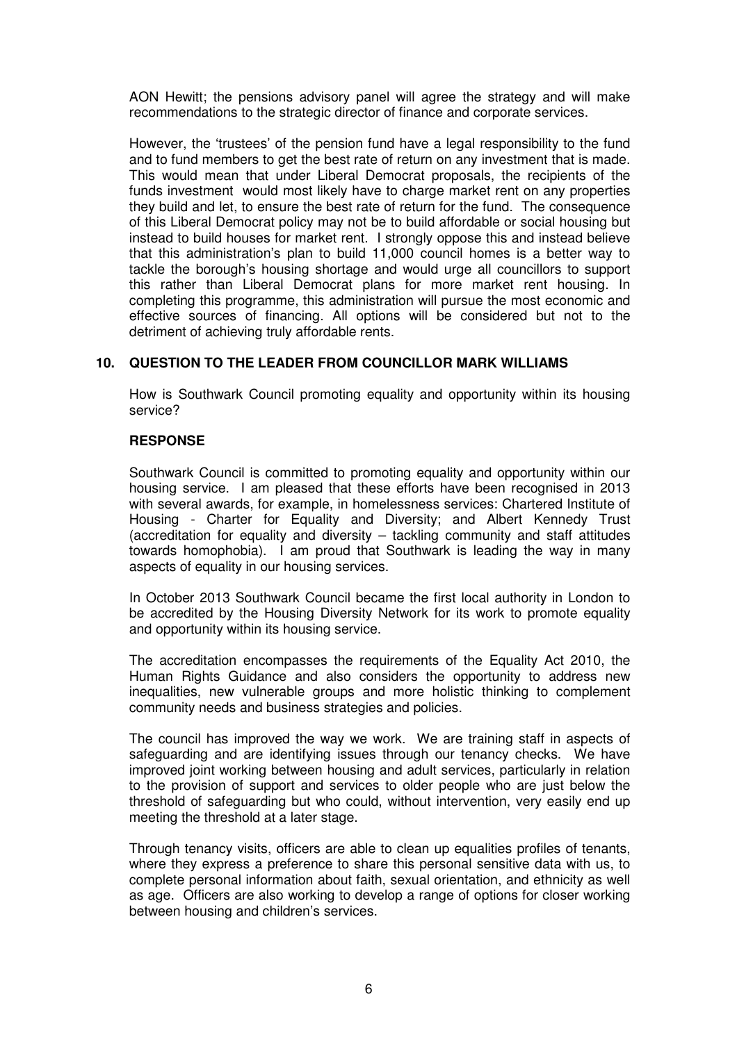AON Hewitt; the pensions advisory panel will agree the strategy and will make recommendations to the strategic director of finance and corporate services.

However, the 'trustees' of the pension fund have a legal responsibility to the fund and to fund members to get the best rate of return on any investment that is made. This would mean that under Liberal Democrat proposals, the recipients of the funds investment would most likely have to charge market rent on any properties they build and let, to ensure the best rate of return for the fund. The consequence of this Liberal Democrat policy may not be to build affordable or social housing but instead to build houses for market rent. I strongly oppose this and instead believe that this administration's plan to build 11,000 council homes is a better way to tackle the borough's housing shortage and would urge all councillors to support this rather than Liberal Democrat plans for more market rent housing. In completing this programme, this administration will pursue the most economic and effective sources of financing. All options will be considered but not to the detriment of achieving truly affordable rents.

## 10. QUESTION TO THE LEADER FROM COUNCILLOR MARK WILLIAMS

How is Southwark Council promoting equality and opportunity within its housing service?

### RESPONSE

Southwark Council is committed to promoting equality and opportunity within our housing service. I am pleased that these efforts have been recognised in 2013 with several awards, for example, in homelessness services: Chartered Institute of Housing - Charter for Equality and Diversity; and Albert Kennedy Trust (accreditation for equality and diversity – tackling community and staff attitudes towards homophobia). I am proud that Southwark is leading the way in many aspects of equality in our housing services.

In October 2013 Southwark Council became the first local authority in London to be accredited by the Housing Diversity Network for its work to promote equality and opportunity within its housing service.

The accreditation encompasses the requirements of the Equality Act 2010, the Human Rights Guidance and also considers the opportunity to address new inequalities, new vulnerable groups and more holistic thinking to complement community needs and business strategies and policies.

The council has improved the way we work. We are training staff in aspects of safeguarding and are identifying issues through our tenancy checks. We have improved joint working between housing and adult services, particularly in relation to the provision of support and services to older people who are just below the threshold of safeguarding but who could, without intervention, very easily end up meeting the threshold at a later stage.

Through tenancy visits, officers are able to clean up equalities profiles of tenants, where they express a preference to share this personal sensitive data with us, to complete personal information about faith, sexual orientation, and ethnicity as well as age. Officers are also working to develop a range of options for closer working between housing and children's services.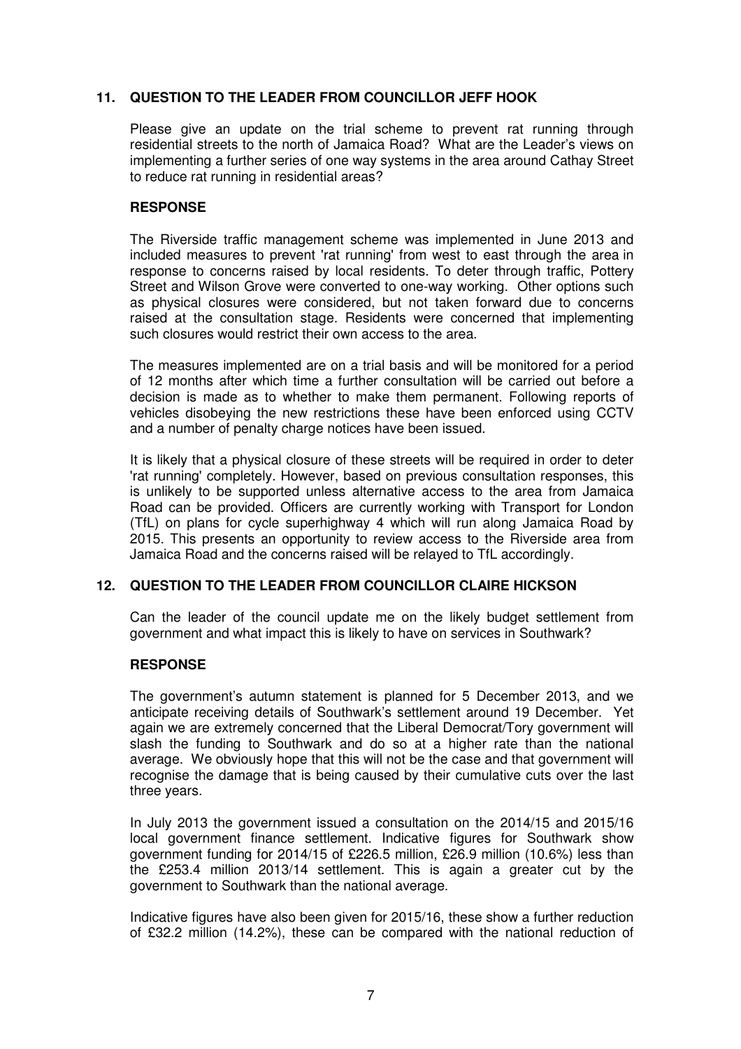## 11. QUESTION TO THE LEADER FROM COUNCILLOR JEFF HOOK

Please give an update on the trial scheme to prevent rat running through residential streets to the north of Jamaica Road? What are the Leader's views on implementing a further series of one way systems in the area around Cathay Street to reduce rat running in residential areas?

### RESPONSE

The Riverside traffic management scheme was implemented in June 2013 and included measures to prevent 'rat running' from west to east through the area in response to concerns raised by local residents. To deter through traffic, Pottery Street and Wilson Grove were converted to one-way working. Other options such as physical closures were considered, but not taken forward due to concerns raised at the consultation stage. Residents were concerned that implementing such closures would restrict their own access to the area.

The measures implemented are on a trial basis and will be monitored for a period of 12 months after which time a further consultation will be carried out before a decision is made as to whether to make them permanent. Following reports of vehicles disobeying the new restrictions these have been enforced using CCTV and a number of penalty charge notices have been issued.

It is likely that a physical closure of these streets will be required in order to deter 'rat running' completely. However, based on previous consultation responses, this is unlikely to be supported unless alternative access to the area from Jamaica Road can be provided. Officers are currently working with Transport for London (TfL) on plans for cycle superhighway 4 which will run along Jamaica Road by 2015. This presents an opportunity to review access to the Riverside area from Jamaica Road and the concerns raised will be relayed to TfL accordingly.

## 12. QUESTION TO THE LEADER FROM COUNCILLOR CLAIRE HICKSON

Can the leader of the council update me on the likely budget settlement from government and what impact this is likely to have on services in Southwark?

### RESPONSE

The government's autumn statement is planned for 5 December 2013, and we anticipate receiving details of Southwark's settlement around 19 December. Yet again we are extremely concerned that the Liberal Democrat/Tory government will slash the funding to Southwark and do so at a higher rate than the national average. We obviously hope that this will not be the case and that government will recognise the damage that is being caused by their cumulative cuts over the last three years.

In July 2013 the government issued a consultation on the 2014/15 and 2015/16 local government finance settlement. Indicative figures for Southwark show government funding for 2014/15 of £226.5 million, £26.9 million (10.6%) less than the £253.4 million 2013/14 settlement. This is again a greater cut by the government to Southwark than the national average.

Indicative figures have also been given for 2015/16, these show a further reduction of £32.2 million (14.2%), these can be compared with the national reduction of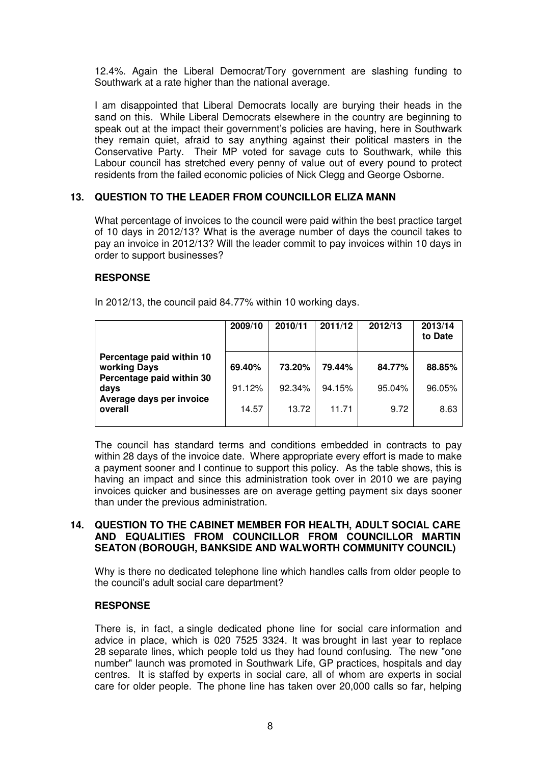12.4%. Again the Liberal Democrat/Tory government are slashing funding to Southwark at a rate higher than the national average.

I am disappointed that Liberal Democrats locally are burying their heads in the sand on this. While Liberal Democrats elsewhere in the country are beginning to speak out at the impact their government's policies are having, here in Southwark they remain quiet, afraid to say anything against their political masters in the Conservative Party. Their MP voted for savage cuts to Southwark, while this Labour council has stretched every penny of value out of every pound to protect residents from the failed economic policies of Nick Clegg and George Osborne.

## 13. QUESTION TO THE LEADER FROM COUNCILLOR ELIZA MANN

What percentage of invoices to the council were paid within the best practice target of 10 days in 2012/13? What is the average number of days the council takes to pay an invoice in 2012/13? Will the leader commit to pay invoices within 10 days in order to support businesses?

### RESPONSE

In 2012/13, the council paid 84.77% within 10 working days.

| | 2009/10 | 2010/11 | 2011/12 | 2012/13 | 2013/14 to Date |
|---|---|---|---|---|---|
| **Percentage paid within 10 working Days** | **69.40%** | **73.20%** | **79.44%** | **84.77%** | **88.85%** |
| **Percentage paid within 30 days** | 91.12% | 92.34% | 94.15% | 95.04% | 96.05% |
| **Average days per invoice overall** | 14.57 | 13.72 | 11.71 | 9.72 | 8.63 |

The council has standard terms and conditions embedded in contracts to pay within 28 days of the invoice date. Where appropriate every effort is made to make a payment sooner and I continue to support this policy. As the table shows, this is having an impact and since this administration took over in 2010 we are paying invoices quicker and businesses are on average getting payment six days sooner than under the previous administration.

## 14. QUESTION TO THE CABINET MEMBER FOR HEALTH, ADULT SOCIAL CARE AND EQUALITIES FROM COUNCILLOR FROM COUNCILLOR MARTIN SEATON (BOROUGH, BANKSIDE AND WALWORTH COMMUNITY COUNCIL)

Why is there no dedicated telephone line which handles calls from older people to the council's adult social care department?

### RESPONSE

There is, in fact, a single dedicated phone line for social care information and advice in place, which is 020 7525 3324. It was brought in last year to replace 28 separate lines, which people told us they had found confusing. The new "one number" launch was promoted in Southwark Life, GP practices, hospitals and day centres. It is staffed by experts in social care, all of whom are experts in social care for older people. The phone line has taken over 20,000 calls so far, helping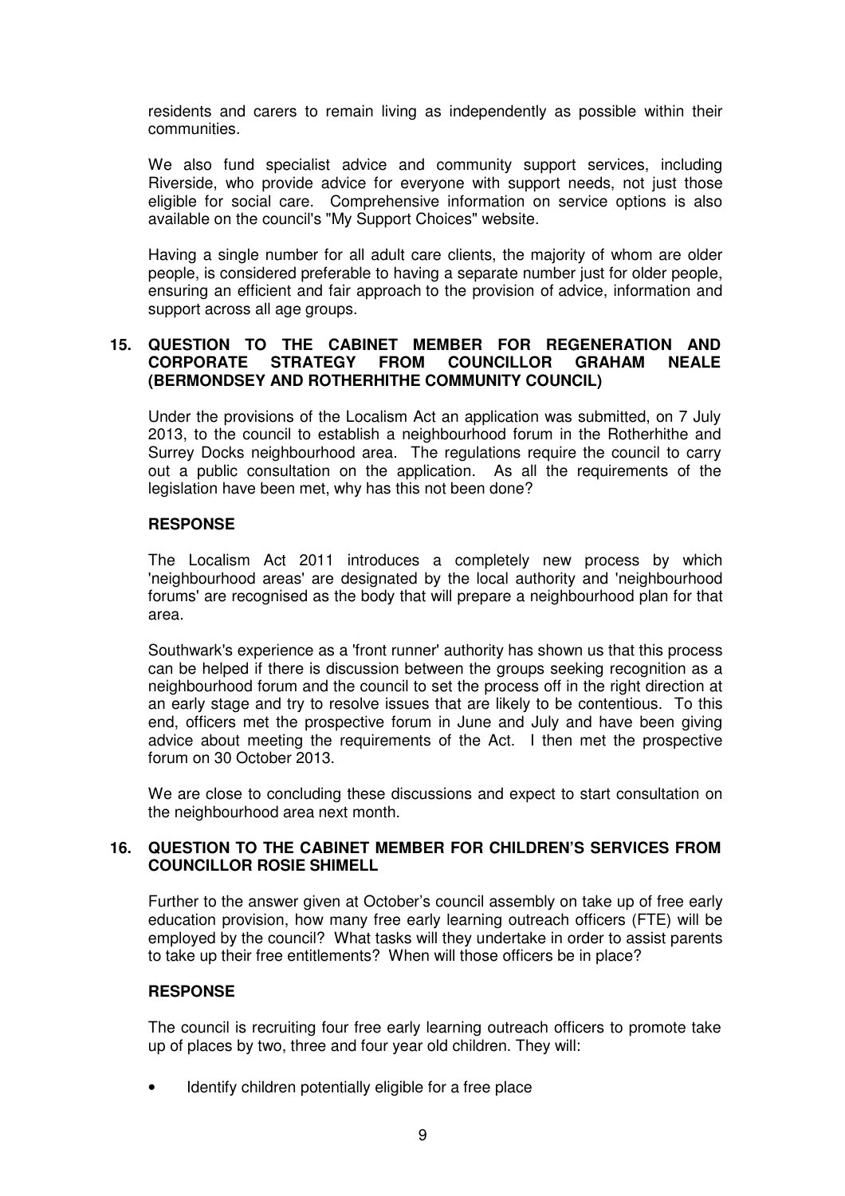residents and carers to remain living as independently as possible within their communities.

We also fund specialist advice and community support services, including Riverside, who provide advice for everyone with support needs, not just those eligible for social care. Comprehensive information on service options is also available on the council's "My Support Choices" website.

Having a single number for all adult care clients, the majority of whom are older people, is considered preferable to having a separate number just for older people, ensuring an efficient and fair approach to the provision of advice, information and support across all age groups.

## 15. QUESTION TO THE CABINET MEMBER FOR REGENERATION AND CORPORATE STRATEGY FROM COUNCILLOR GRAHAM NEALE (BERMONDSEY AND ROTHERHITHE COMMUNITY COUNCIL)

Under the provisions of the Localism Act an application was submitted, on 7 July 2013, to the council to establish a neighbourhood forum in the Rotherhithe and Surrey Docks neighbourhood area. The regulations require the council to carry out a public consultation on the application. As all the requirements of the legislation have been met, why has this not been done?

### RESPONSE

The Localism Act 2011 introduces a completely new process by which 'neighbourhood areas' are designated by the local authority and 'neighbourhood forums' are recognised as the body that will prepare a neighbourhood plan for that area.

Southwark's experience as a 'front runner' authority has shown us that this process can be helped if there is discussion between the groups seeking recognition as a neighbourhood forum and the council to set the process off in the right direction at an early stage and try to resolve issues that are likely to be contentious. To this end, officers met the prospective forum in June and July and have been giving advice about meeting the requirements of the Act. I then met the prospective forum on 30 October 2013.

We are close to concluding these discussions and expect to start consultation on the neighbourhood area next month.

## 16. QUESTION TO THE CABINET MEMBER FOR CHILDREN'S SERVICES FROM COUNCILLOR ROSIE SHIMELL

Further to the answer given at October's council assembly on take up of free early education provision, how many free early learning outreach officers (FTE) will be employed by the council? What tasks will they undertake in order to assist parents to take up their free entitlements? When will those officers be in place?

### RESPONSE

The council is recruiting four free early learning outreach officers to promote take up of places by two, three and four year old children. They will:

- Identify children potentially eligible for a free place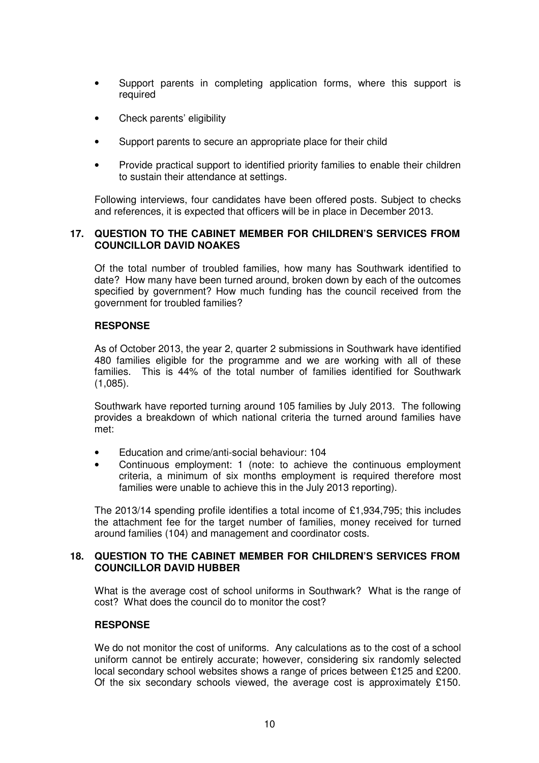- Support parents in completing application forms, where this support is required
- Check parents' eligibility
- Support parents to secure an appropriate place for their child
- Provide practical support to identified priority families to enable their children to sustain their attendance at settings.

Following interviews, four candidates have been offered posts. Subject to checks and references, it is expected that officers will be in place in December 2013.

## 17. QUESTION TO THE CABINET MEMBER FOR CHILDREN'S SERVICES FROM COUNCILLOR DAVID NOAKES

Of the total number of troubled families, how many has Southwark identified to date? How many have been turned around, broken down by each of the outcomes specified by government? How much funding has the council received from the government for troubled families?

### RESPONSE

As of October 2013, the year 2, quarter 2 submissions in Southwark have identified 480 families eligible for the programme and we are working with all of these families. This is 44% of the total number of families identified for Southwark (1,085).

Southwark have reported turning around 105 families by July 2013. The following provides a breakdown of which national criteria the turned around families have met:

- Education and crime/anti-social behaviour: 104
- Continuous employment: 1 (note: to achieve the continuous employment criteria, a minimum of six months employment is required therefore most families were unable to achieve this in the July 2013 reporting).

The 2013/14 spending profile identifies a total income of £1,934,795; this includes the attachment fee for the target number of families, money received for turned around families (104) and management and coordinator costs.

## 18. QUESTION TO THE CABINET MEMBER FOR CHILDREN'S SERVICES FROM COUNCILLOR DAVID HUBBER

What is the average cost of school uniforms in Southwark? What is the range of cost? What does the council do to monitor the cost?

### RESPONSE

We do not monitor the cost of uniforms. Any calculations as to the cost of a school uniform cannot be entirely accurate; however, considering six randomly selected local secondary school websites shows a range of prices between £125 and £200. Of the six secondary schools viewed, the average cost is approximately £150.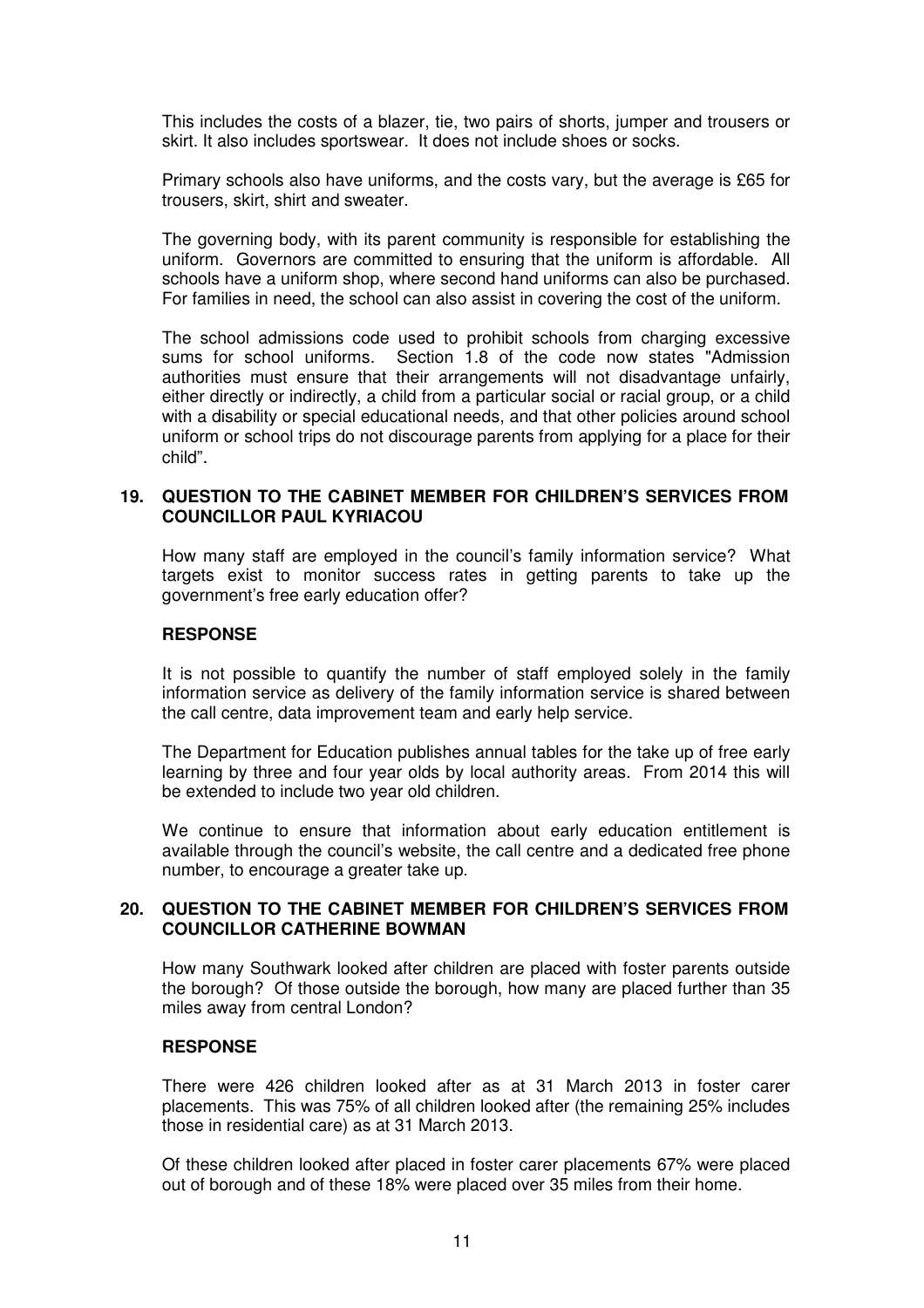This includes the costs of a blazer, tie, two pairs of shorts, jumper and trousers or skirt. It also includes sportswear. It does not include shoes or socks.

Primary schools also have uniforms, and the costs vary, but the average is £65 for trousers, skirt, shirt and sweater.

The governing body, with its parent community is responsible for establishing the uniform. Governors are committed to ensuring that the uniform is affordable. All schools have a uniform shop, where second hand uniforms can also be purchased. For families in need, the school can also assist in covering the cost of the uniform.

The school admissions code used to prohibit schools from charging excessive sums for school uniforms. Section 1.8 of the code now states "Admission authorities must ensure that their arrangements will not disadvantage unfairly, either directly or indirectly, a child from a particular social or racial group, or a child with a disability or special educational needs, and that other policies around school uniform or school trips do not discourage parents from applying for a place for their child".

## 19. QUESTION TO THE CABINET MEMBER FOR CHILDREN'S SERVICES FROM COUNCILLOR PAUL KYRIACOU

How many staff are employed in the council's family information service? What targets exist to monitor success rates in getting parents to take up the government's free early education offer?

### RESPONSE

It is not possible to quantify the number of staff employed solely in the family information service as delivery of the family information service is shared between the call centre, data improvement team and early help service.

The Department for Education publishes annual tables for the take up of free early learning by three and four year olds by local authority areas. From 2014 this will be extended to include two year old children.

We continue to ensure that information about early education entitlement is available through the council's website, the call centre and a dedicated free phone number, to encourage a greater take up.

## 20. QUESTION TO THE CABINET MEMBER FOR CHILDREN'S SERVICES FROM COUNCILLOR CATHERINE BOWMAN

How many Southwark looked after children are placed with foster parents outside the borough? Of those outside the borough, how many are placed further than 35 miles away from central London?

### RESPONSE

There were 426 children looked after as at 31 March 2013 in foster carer placements. This was 75% of all children looked after (the remaining 25% includes those in residential care) as at 31 March 2013.

Of these children looked after placed in foster carer placements 67% were placed out of borough and of these 18% were placed over 35 miles from their home.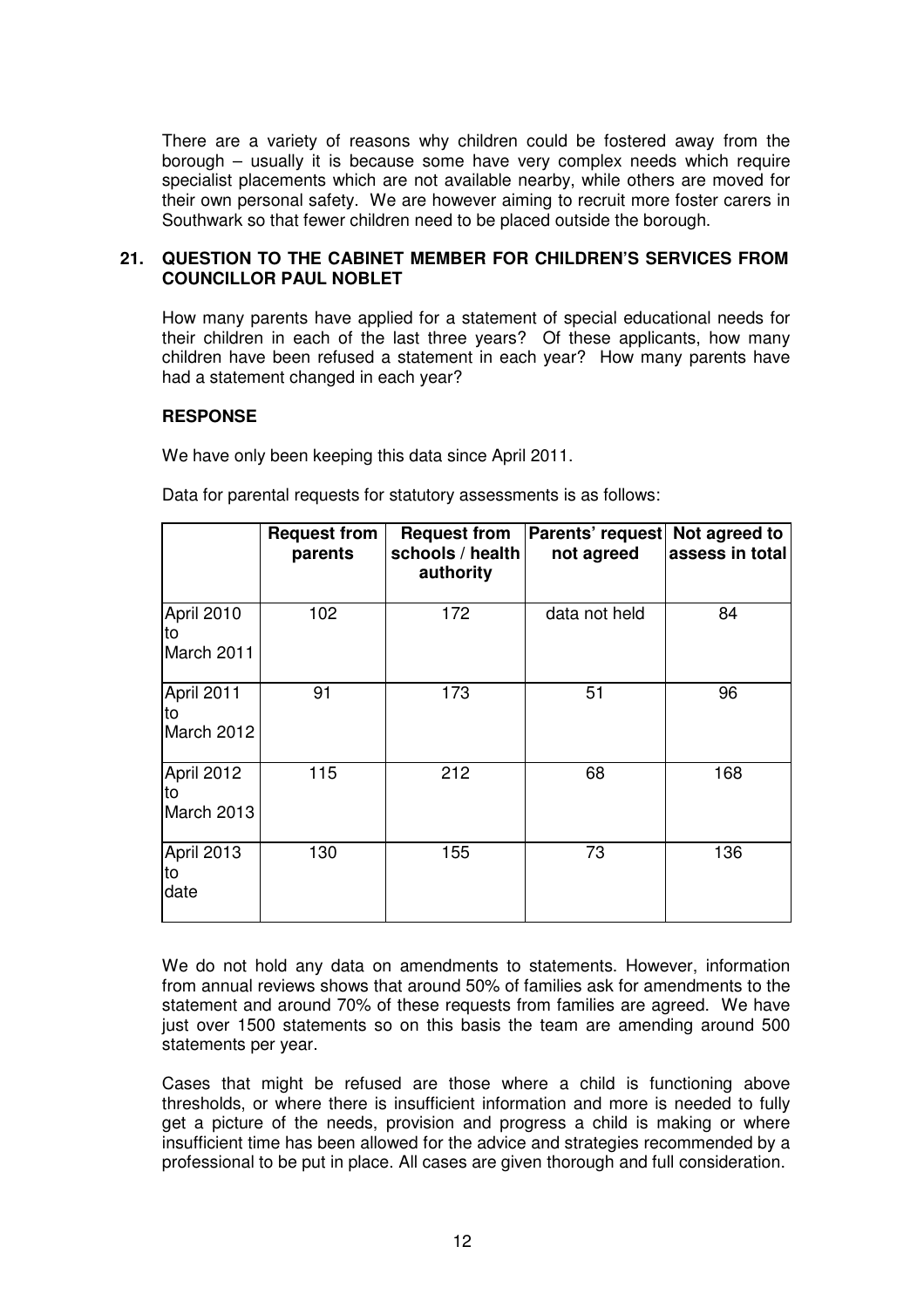There are a variety of reasons why children could be fostered away from the borough – usually it is because some have very complex needs which require specialist placements which are not available nearby, while others are moved for their own personal safety. We are however aiming to recruit more foster carers in Southwark so that fewer children need to be placed outside the borough.

## 21. QUESTION TO THE CABINET MEMBER FOR CHILDREN'S SERVICES FROM COUNCILLOR PAUL NOBLET

How many parents have applied for a statement of special educational needs for their children in each of the last three years? Of these applicants, how many children have been refused a statement in each year? How many parents have had a statement changed in each year?

**RESPONSE**

We have only been keeping this data since April 2011.

Data for parental requests for statutory assessments is as follows:

| | Request from parents | Request from schools / health authority | Parents' request not agreed | Not agreed to assess in total |
|---|---|---|---|---|
| April 2010 to March 2011 | 102 | 172 | data not held | 84 |
| April 2011 to March 2012 | 91 | 173 | 51 | 96 |
| April 2012 to March 2013 | 115 | 212 | 68 | 168 |
| April 2013 to date | 130 | 155 | 73 | 136 |

We do not hold any data on amendments to statements. However, information from annual reviews shows that around 50% of families ask for amendments to the statement and around 70% of these requests from families are agreed. We have just over 1500 statements so on this basis the team are amending around 500 statements per year.

Cases that might be refused are those where a child is functioning above thresholds, or where there is insufficient information and more is needed to fully get a picture of the needs, provision and progress a child is making or where insufficient time has been allowed for the advice and strategies recommended by a professional to be put in place. All cases are given thorough and full consideration.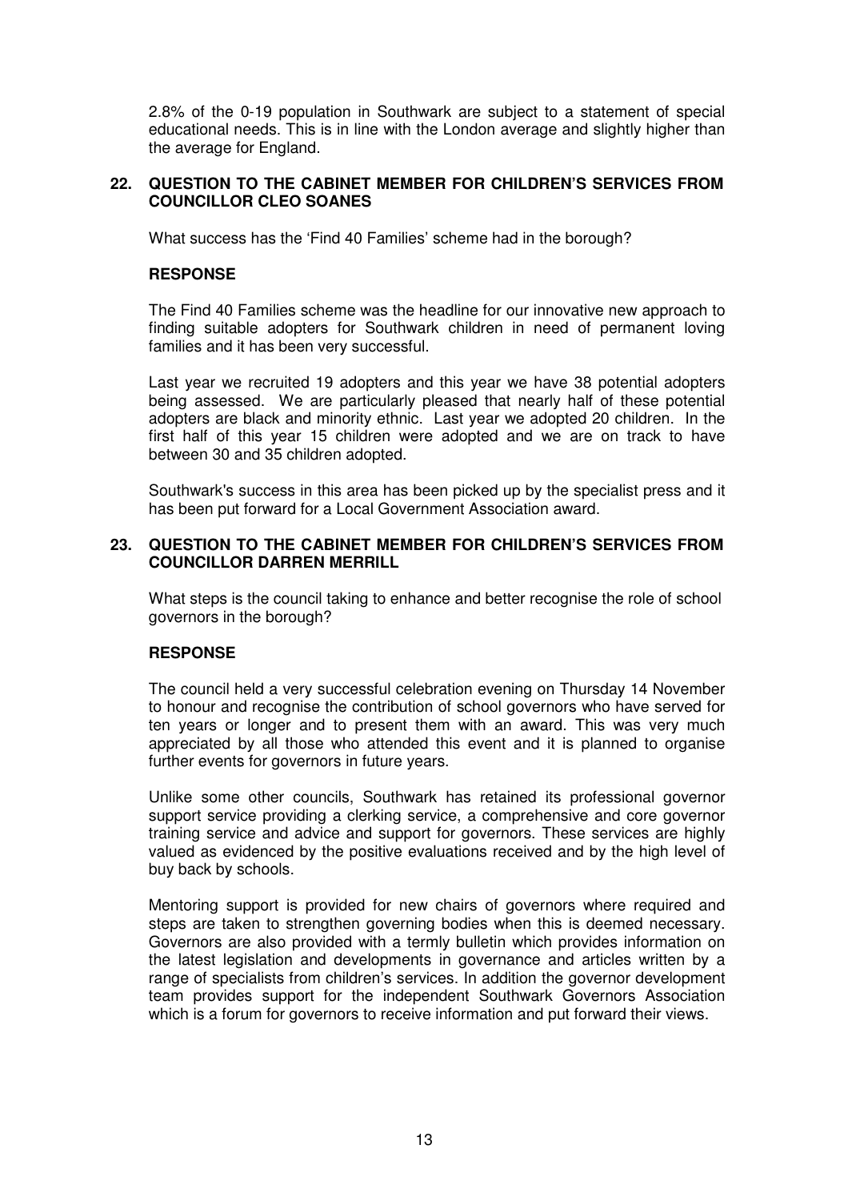2.8% of the 0-19 population in Southwark are subject to a statement of special educational needs. This is in line with the London average and slightly higher than the average for England.

## 22. QUESTION TO THE CABINET MEMBER FOR CHILDREN'S SERVICES FROM COUNCILLOR CLEO SOANES

What success has the 'Find 40 Families' scheme had in the borough?

### RESPONSE

The Find 40 Families scheme was the headline for our innovative new approach to finding suitable adopters for Southwark children in need of permanent loving families and it has been very successful.

Last year we recruited 19 adopters and this year we have 38 potential adopters being assessed. We are particularly pleased that nearly half of these potential adopters are black and minority ethnic. Last year we adopted 20 children. In the first half of this year 15 children were adopted and we are on track to have between 30 and 35 children adopted.

Southwark's success in this area has been picked up by the specialist press and it has been put forward for a Local Government Association award.

## 23. QUESTION TO THE CABINET MEMBER FOR CHILDREN'S SERVICES FROM COUNCILLOR DARREN MERRILL

What steps is the council taking to enhance and better recognise the role of school governors in the borough?

### RESPONSE

The council held a very successful celebration evening on Thursday 14 November to honour and recognise the contribution of school governors who have served for ten years or longer and to present them with an award. This was very much appreciated by all those who attended this event and it is planned to organise further events for governors in future years.

Unlike some other councils, Southwark has retained its professional governor support service providing a clerking service, a comprehensive and core governor training service and advice and support for governors. These services are highly valued as evidenced by the positive evaluations received and by the high level of buy back by schools.

Mentoring support is provided for new chairs of governors where required and steps are taken to strengthen governing bodies when this is deemed necessary. Governors are also provided with a termly bulletin which provides information on the latest legislation and developments in governance and articles written by a range of specialists from children's services. In addition the governor development team provides support for the independent Southwark Governors Association which is a forum for governors to receive information and put forward their views.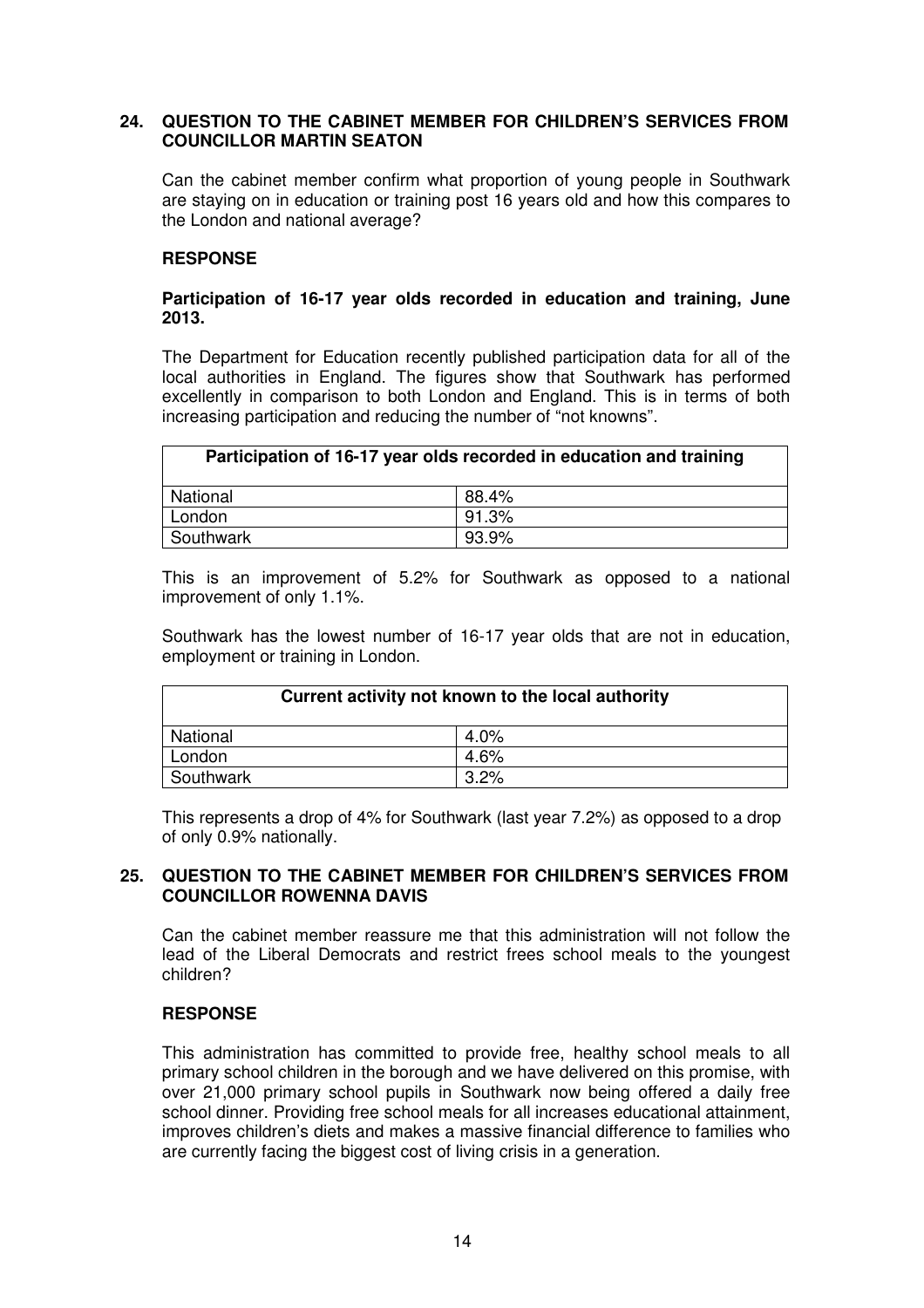## 24. QUESTION TO THE CABINET MEMBER FOR CHILDREN'S SERVICES FROM COUNCILLOR MARTIN SEATON

Can the cabinet member confirm what proportion of young people in Southwark are staying on in education or training post 16 years old and how this compares to the London and national average?

### RESPONSE

**Participation of 16-17 year olds recorded in education and training, June 2013.**

The Department for Education recently published participation data for all of the local authorities in England. The figures show that Southwark has performed excellently in comparison to both London and England. This is in terms of both increasing participation and reducing the number of "not knowns".

| Participation of 16-17 year olds recorded in education and training | |
|---|---|
| National | 88.4% |
| London | 91.3% |
| Southwark | 93.9% |

This is an improvement of 5.2% for Southwark as opposed to a national improvement of only 1.1%.

Southwark has the lowest number of 16-17 year olds that are not in education, employment or training in London.

| Current activity not known to the local authority | |
|---|---|
| National | 4.0% |
| London | 4.6% |
| Southwark | 3.2% |

This represents a drop of 4% for Southwark (last year 7.2%) as opposed to a drop of only 0.9% nationally.

## 25. QUESTION TO THE CABINET MEMBER FOR CHILDREN'S SERVICES FROM COUNCILLOR ROWENNA DAVIS

Can the cabinet member reassure me that this administration will not follow the lead of the Liberal Democrats and restrict frees school meals to the youngest children?

### RESPONSE

This administration has committed to provide free, healthy school meals to all primary school children in the borough and we have delivered on this promise, with over 21,000 primary school pupils in Southwark now being offered a daily free school dinner. Providing free school meals for all increases educational attainment, improves children's diets and makes a massive financial difference to families who are currently facing the biggest cost of living crisis in a generation.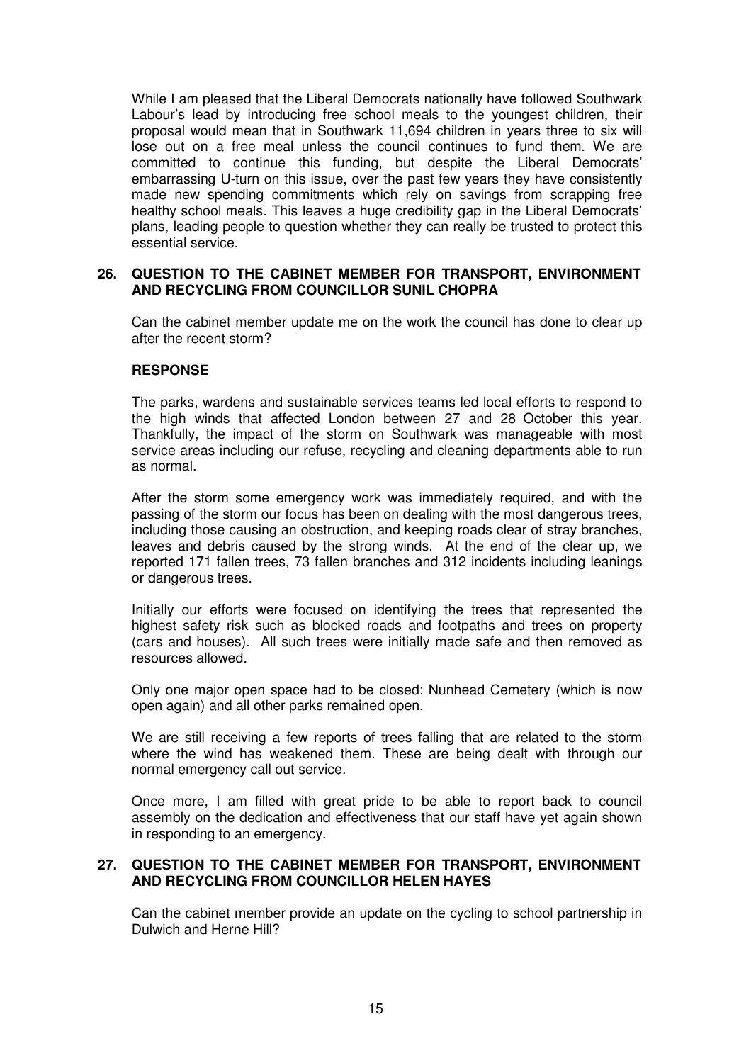While I am pleased that the Liberal Democrats nationally have followed Southwark Labour's lead by introducing free school meals to the youngest children, their proposal would mean that in Southwark 11,694 children in years three to six will lose out on a free meal unless the council continues to fund them. We are committed to continue this funding, but despite the Liberal Democrats' embarrassing U-turn on this issue, over the past few years they have consistently made new spending commitments which rely on savings from scrapping free healthy school meals. This leaves a huge credibility gap in the Liberal Democrats' plans, leading people to question whether they can really be trusted to protect this essential service.

## 26. QUESTION TO THE CABINET MEMBER FOR TRANSPORT, ENVIRONMENT AND RECYCLING FROM COUNCILLOR SUNIL CHOPRA

Can the cabinet member update me on the work the council has done to clear up after the recent storm?

**RESPONSE**

The parks, wardens and sustainable services teams led local efforts to respond to the high winds that affected London between 27 and 28 October this year. Thankfully, the impact of the storm on Southwark was manageable with most service areas including our refuse, recycling and cleaning departments able to run as normal.

After the storm some emergency work was immediately required, and with the passing of the storm our focus has been on dealing with the most dangerous trees, including those causing an obstruction, and keeping roads clear of stray branches, leaves and debris caused by the strong winds. At the end of the clear up, we reported 171 fallen trees, 73 fallen branches and 312 incidents including leanings or dangerous trees.

Initially our efforts were focused on identifying the trees that represented the highest safety risk such as blocked roads and footpaths and trees on property (cars and houses). All such trees were initially made safe and then removed as resources allowed.

Only one major open space had to be closed: Nunhead Cemetery (which is now open again) and all other parks remained open.

We are still receiving a few reports of trees falling that are related to the storm where the wind has weakened them. These are being dealt with through our normal emergency call out service.

Once more, I am filled with great pride to be able to report back to council assembly on the dedication and effectiveness that our staff have yet again shown in responding to an emergency.

## 27. QUESTION TO THE CABINET MEMBER FOR TRANSPORT, ENVIRONMENT AND RECYCLING FROM COUNCILLOR HELEN HAYES

Can the cabinet member provide an update on the cycling to school partnership in Dulwich and Herne Hill?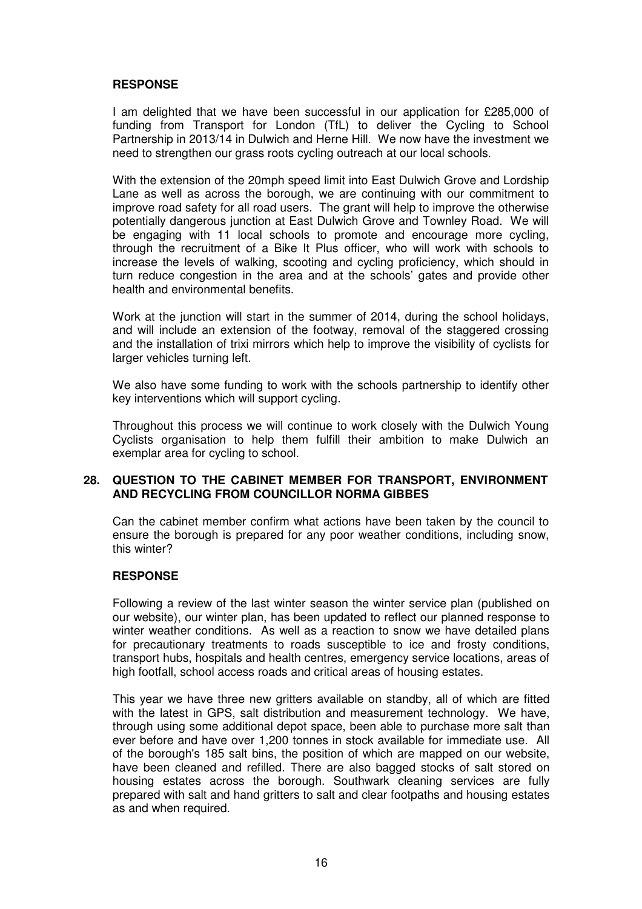**RESPONSE**

I am delighted that we have been successful in our application for £285,000 of funding from Transport for London (TfL) to deliver the Cycling to School Partnership in 2013/14 in Dulwich and Herne Hill. We now have the investment we need to strengthen our grass roots cycling outreach at our local schools.

With the extension of the 20mph speed limit into East Dulwich Grove and Lordship Lane as well as across the borough, we are continuing with our commitment to improve road safety for all road users. The grant will help to improve the otherwise potentially dangerous junction at East Dulwich Grove and Townley Road. We will be engaging with 11 local schools to promote and encourage more cycling, through the recruitment of a Bike It Plus officer, who will work with schools to increase the levels of walking, scooting and cycling proficiency, which should in turn reduce congestion in the area and at the schools' gates and provide other health and environmental benefits.

Work at the junction will start in the summer of 2014, during the school holidays, and will include an extension of the footway, removal of the staggered crossing and the installation of trixi mirrors which help to improve the visibility of cyclists for larger vehicles turning left.

We also have some funding to work with the schools partnership to identify other key interventions which will support cycling.

Throughout this process we will continue to work closely with the Dulwich Young Cyclists organisation to help them fulfill their ambition to make Dulwich an exemplar area for cycling to school.

## 28. QUESTION TO THE CABINET MEMBER FOR TRANSPORT, ENVIRONMENT AND RECYCLING FROM COUNCILLOR NORMA GIBBES

Can the cabinet member confirm what actions have been taken by the council to ensure the borough is prepared for any poor weather conditions, including snow, this winter?

**RESPONSE**

Following a review of the last winter season the winter service plan (published on our website), our winter plan, has been updated to reflect our planned response to winter weather conditions. As well as a reaction to snow we have detailed plans for precautionary treatments to roads susceptible to ice and frosty conditions, transport hubs, hospitals and health centres, emergency service locations, areas of high footfall, school access roads and critical areas of housing estates.

This year we have three new gritters available on standby, all of which are fitted with the latest in GPS, salt distribution and measurement technology. We have, through using some additional depot space, been able to purchase more salt than ever before and have over 1,200 tonnes in stock available for immediate use. All of the borough's 185 salt bins, the position of which are mapped on our website, have been cleaned and refilled. There are also bagged stocks of salt stored on housing estates across the borough. Southwark cleaning services are fully prepared with salt and hand gritters to salt and clear footpaths and housing estates as and when required.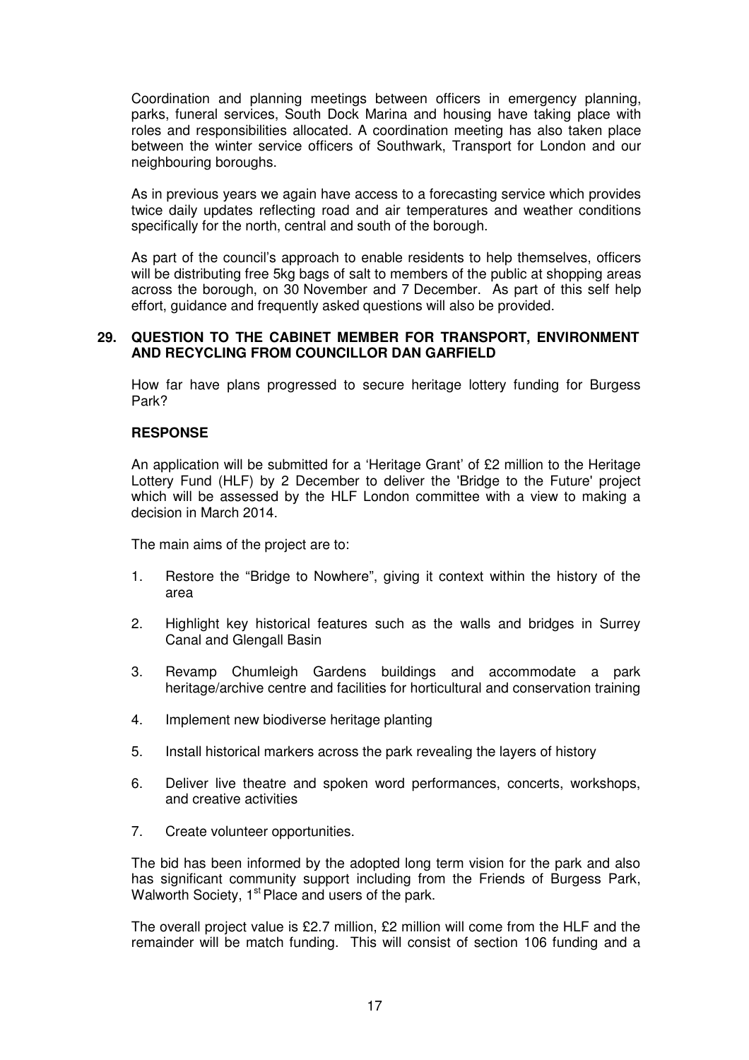Coordination and planning meetings between officers in emergency planning, parks, funeral services, South Dock Marina and housing have taking place with roles and responsibilities allocated. A coordination meeting has also taken place between the winter service officers of Southwark, Transport for London and our neighbouring boroughs.

As in previous years we again have access to a forecasting service which provides twice daily updates reflecting road and air temperatures and weather conditions specifically for the north, central and south of the borough.

As part of the council's approach to enable residents to help themselves, officers will be distributing free 5kg bags of salt to members of the public at shopping areas across the borough, on 30 November and 7 December. As part of this self help effort, guidance and frequently asked questions will also be provided.

## 29. QUESTION TO THE CABINET MEMBER FOR TRANSPORT, ENVIRONMENT AND RECYCLING FROM COUNCILLOR DAN GARFIELD

How far have plans progressed to secure heritage lottery funding for Burgess Park?

**RESPONSE**

An application will be submitted for a 'Heritage Grant' of £2 million to the Heritage Lottery Fund (HLF) by 2 December to deliver the 'Bridge to the Future' project which will be assessed by the HLF London committee with a view to making a decision in March 2014.

The main aims of the project are to:

1. Restore the "Bridge to Nowhere", giving it context within the history of the area
2. Highlight key historical features such as the walls and bridges in Surrey Canal and Glengall Basin
3. Revamp Chumleigh Gardens buildings and accommodate a park heritage/archive centre and facilities for horticultural and conservation training
4. Implement new biodiverse heritage planting
5. Install historical markers across the park revealing the layers of history
6. Deliver live theatre and spoken word performances, concerts, workshops, and creative activities
7. Create volunteer opportunities.

The bid has been informed by the adopted long term vision for the park and also has significant community support including from the Friends of Burgess Park, Walworth Society, 1st Place and users of the park.

The overall project value is £2.7 million, £2 million will come from the HLF and the remainder will be match funding. This will consist of section 106 funding and a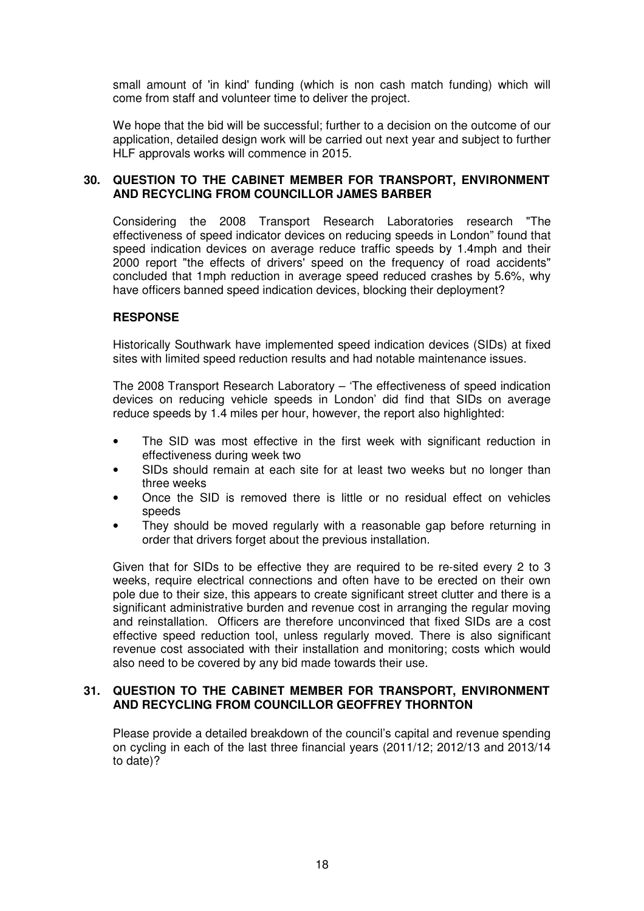small amount of 'in kind' funding (which is non cash match funding) which will come from staff and volunteer time to deliver the project.

We hope that the bid will be successful; further to a decision on the outcome of our application, detailed design work will be carried out next year and subject to further HLF approvals works will commence in 2015.

### 30. QUESTION TO THE CABINET MEMBER FOR TRANSPORT, ENVIRONMENT AND RECYCLING FROM COUNCILLOR JAMES BARBER

Considering the 2008 Transport Research Laboratories research "The effectiveness of speed indicator devices on reducing speeds in London" found that speed indication devices on average reduce traffic speeds by 1.4mph and their 2000 report "the effects of drivers' speed on the frequency of road accidents" concluded that 1mph reduction in average speed reduced crashes by 5.6%, why have officers banned speed indication devices, blocking their deployment?

**RESPONSE**

Historically Southwark have implemented speed indication devices (SIDs) at fixed sites with limited speed reduction results and had notable maintenance issues.

The 2008 Transport Research Laboratory – 'The effectiveness of speed indication devices on reducing vehicle speeds in London' did find that SIDs on average reduce speeds by 1.4 miles per hour, however, the report also highlighted:

- The SID was most effective in the first week with significant reduction in effectiveness during week two
- SIDs should remain at each site for at least two weeks but no longer than three weeks
- Once the SID is removed there is little or no residual effect on vehicles speeds
- They should be moved regularly with a reasonable gap before returning in order that drivers forget about the previous installation.

Given that for SIDs to be effective they are required to be re-sited every 2 to 3 weeks, require electrical connections and often have to be erected on their own pole due to their size, this appears to create significant street clutter and there is a significant administrative burden and revenue cost in arranging the regular moving and reinstallation. Officers are therefore unconvinced that fixed SIDs are a cost effective speed reduction tool, unless regularly moved. There is also significant revenue cost associated with their installation and monitoring; costs which would also need to be covered by any bid made towards their use.

### 31. QUESTION TO THE CABINET MEMBER FOR TRANSPORT, ENVIRONMENT AND RECYCLING FROM COUNCILLOR GEOFFREY THORNTON

Please provide a detailed breakdown of the council's capital and revenue spending on cycling in each of the last three financial years (2011/12; 2012/13 and 2013/14 to date)?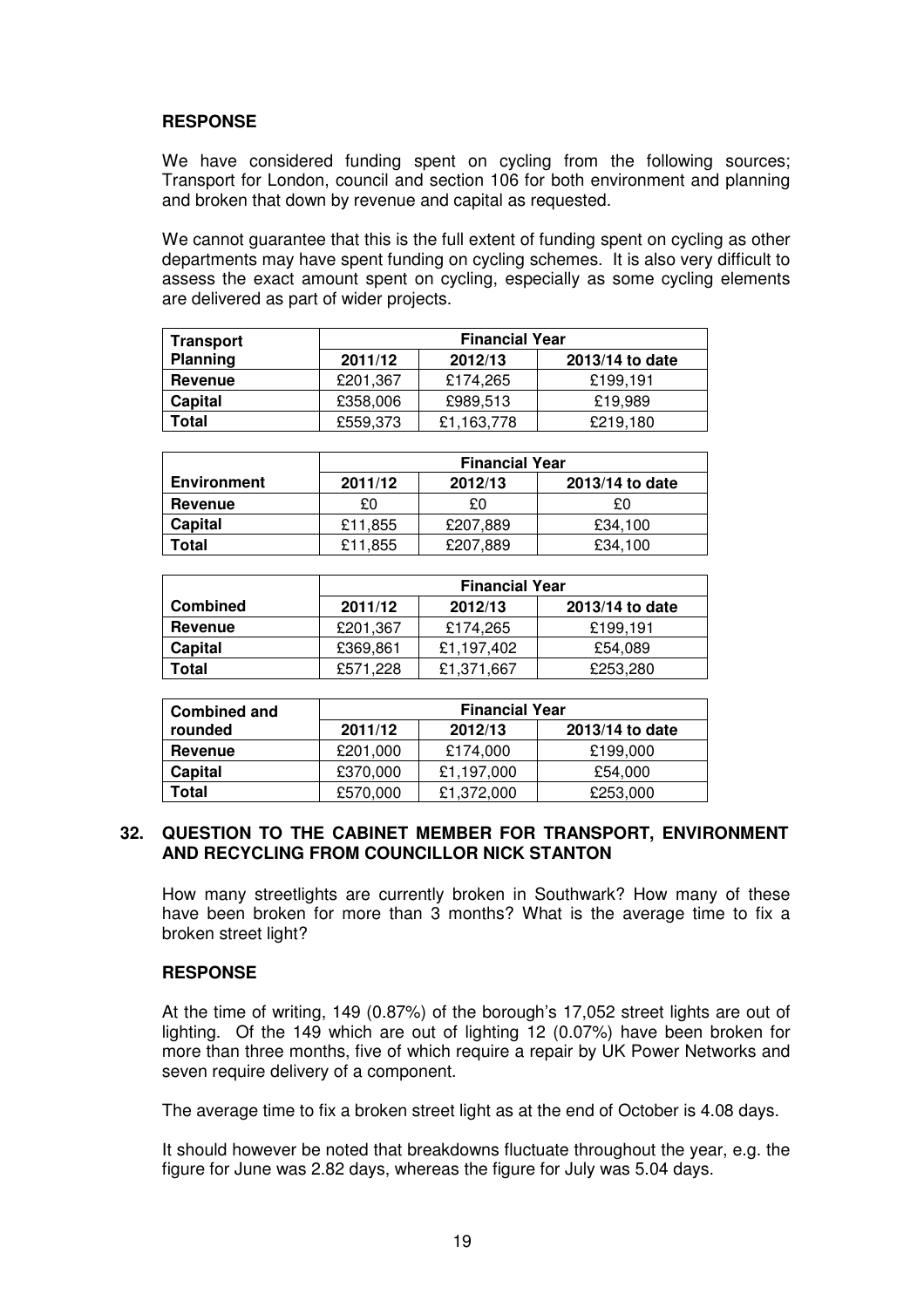**RESPONSE**

We have considered funding spent on cycling from the following sources; Transport for London, council and section 106 for both environment and planning and broken that down by revenue and capital as requested.

We cannot guarantee that this is the full extent of funding spent on cycling as other departments may have spent funding on cycling schemes. It is also very difficult to assess the exact amount spent on cycling, especially as some cycling elements are delivered as part of wider projects.

| Transport Planning | Financial Year | | |
|---|---|---|---|
| | 2011/12 | 2012/13 | 2013/14 to date |
| Revenue | £201,367 | £174,265 | £199,191 |
| Capital | £358,006 | £989,513 | £19,989 |
| Total | £559,373 | £1,163,778 | £219,180 |

| | Financial Year | | |
|---|---|---|---|
| Environment | 2011/12 | 2012/13 | 2013/14 to date |
| Revenue | £0 | £0 | £0 |
| Capital | £11,855 | £207,889 | £34,100 |
| Total | £11,855 | £207,889 | £34,100 |

| | Financial Year | | |
|---|---|---|---|
| Combined | 2011/12 | 2012/13 | 2013/14 to date |
| Revenue | £201,367 | £174,265 | £199,191 |
| Capital | £369,861 | £1,197,402 | £54,089 |
| Total | £571,228 | £1,371,667 | £253,280 |

| Combined and rounded | Financial Year | | |
|---|---|---|---|
| | 2011/12 | 2012/13 | 2013/14 to date |
| Revenue | £201,000 | £174,000 | £199,000 |
| Capital | £370,000 | £1,197,000 | £54,000 |
| Total | £570,000 | £1,372,000 | £253,000 |

## 32. QUESTION TO THE CABINET MEMBER FOR TRANSPORT, ENVIRONMENT AND RECYCLING FROM COUNCILLOR NICK STANTON

How many streetlights are currently broken in Southwark? How many of these have been broken for more than 3 months? What is the average time to fix a broken street light?

**RESPONSE**

At the time of writing, 149 (0.87%) of the borough's 17,052 street lights are out of lighting. Of the 149 which are out of lighting 12 (0.07%) have been broken for more than three months, five of which require a repair by UK Power Networks and seven require delivery of a component.

The average time to fix a broken street light as at the end of October is 4.08 days.

It should however be noted that breakdowns fluctuate throughout the year, e.g. the figure for June was 2.82 days, whereas the figure for July was 5.04 days.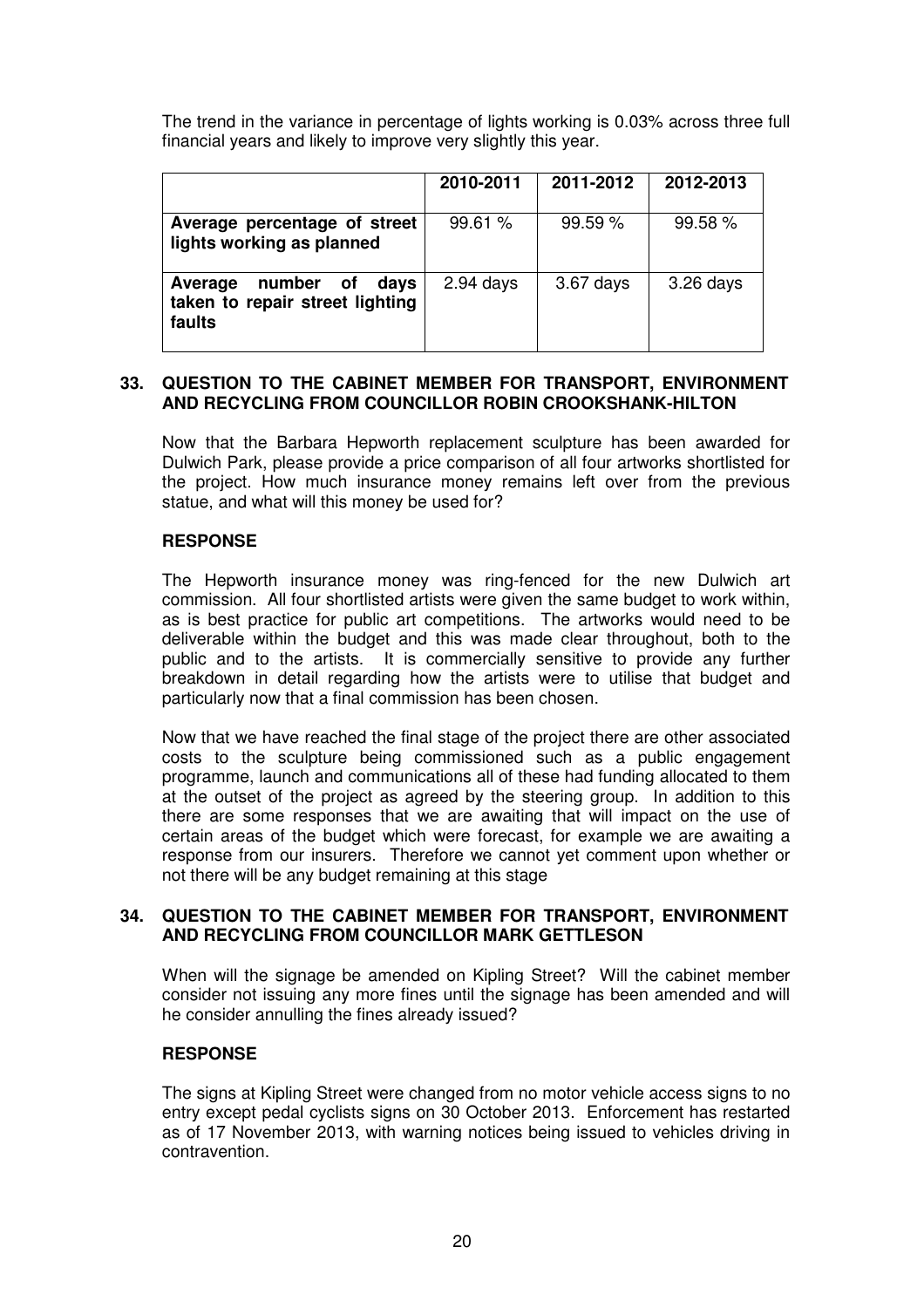The trend in the variance in percentage of lights working is 0.03% across three full financial years and likely to improve very slightly this year.

| | 2010-2011 | 2011-2012 | 2012-2013 |
|---|---|---|---|
| **Average percentage of street lights working as planned** | 99.61 % | 99.59 % | 99.58 % |
| **Average number of days taken to repair street lighting faults** | 2.94 days | 3.67 days | 3.26 days |

## 33. QUESTION TO THE CABINET MEMBER FOR TRANSPORT, ENVIRONMENT AND RECYCLING FROM COUNCILLOR ROBIN CROOKSHANK-HILTON

Now that the Barbara Hepworth replacement sculpture has been awarded for Dulwich Park, please provide a price comparison of all four artworks shortlisted for the project. How much insurance money remains left over from the previous statue, and what will this money be used for?

### RESPONSE

The Hepworth insurance money was ring-fenced for the new Dulwich art commission. All four shortlisted artists were given the same budget to work within, as is best practice for public art competitions. The artworks would need to be deliverable within the budget and this was made clear throughout, both to the public and to the artists. It is commercially sensitive to provide any further breakdown in detail regarding how the artists were to utilise that budget and particularly now that a final commission has been chosen.

Now that we have reached the final stage of the project there are other associated costs to the sculpture being commissioned such as a public engagement programme, launch and communications all of these had funding allocated to them at the outset of the project as agreed by the steering group. In addition to this there are some responses that we are awaiting that will impact on the use of certain areas of the budget which were forecast, for example we are awaiting a response from our insurers. Therefore we cannot yet comment upon whether or not there will be any budget remaining at this stage

## 34. QUESTION TO THE CABINET MEMBER FOR TRANSPORT, ENVIRONMENT AND RECYCLING FROM COUNCILLOR MARK GETTLESON

When will the signage be amended on Kipling Street? Will the cabinet member consider not issuing any more fines until the signage has been amended and will he consider annulling the fines already issued?

### RESPONSE

The signs at Kipling Street were changed from no motor vehicle access signs to no entry except pedal cyclists signs on 30 October 2013. Enforcement has restarted as of 17 November 2013, with warning notices being issued to vehicles driving in contravention.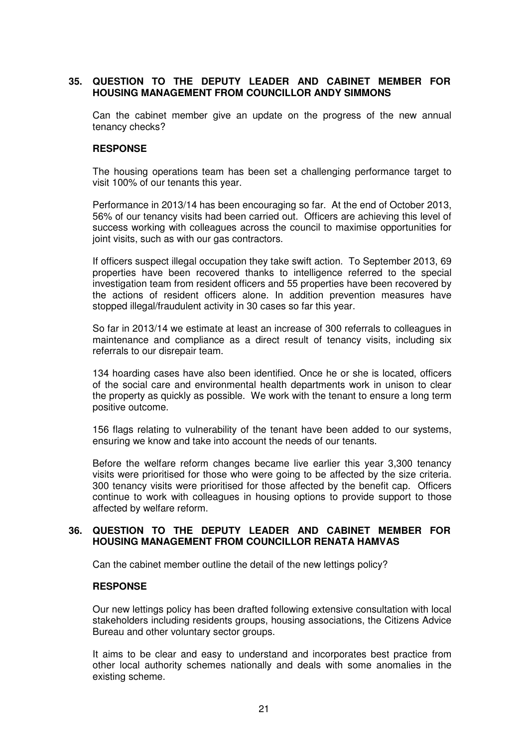## 35. QUESTION TO THE DEPUTY LEADER AND CABINET MEMBER FOR HOUSING MANAGEMENT FROM COUNCILLOR ANDY SIMMONS

Can the cabinet member give an update on the progress of the new annual tenancy checks?

### RESPONSE

The housing operations team has been set a challenging performance target to visit 100% of our tenants this year.

Performance in 2013/14 has been encouraging so far. At the end of October 2013, 56% of our tenancy visits had been carried out. Officers are achieving this level of success working with colleagues across the council to maximise opportunities for joint visits, such as with our gas contractors.

If officers suspect illegal occupation they take swift action. To September 2013, 69 properties have been recovered thanks to intelligence referred to the special investigation team from resident officers and 55 properties have been recovered by the actions of resident officers alone. In addition prevention measures have stopped illegal/fraudulent activity in 30 cases so far this year.

So far in 2013/14 we estimate at least an increase of 300 referrals to colleagues in maintenance and compliance as a direct result of tenancy visits, including six referrals to our disrepair team.

134 hoarding cases have also been identified. Once he or she is located, officers of the social care and environmental health departments work in unison to clear the property as quickly as possible. We work with the tenant to ensure a long term positive outcome.

156 flags relating to vulnerability of the tenant have been added to our systems, ensuring we know and take into account the needs of our tenants.

Before the welfare reform changes became live earlier this year 3,300 tenancy visits were prioritised for those who were going to be affected by the size criteria. 300 tenancy visits were prioritised for those affected by the benefit cap. Officers continue to work with colleagues in housing options to provide support to those affected by welfare reform.

## 36. QUESTION TO THE DEPUTY LEADER AND CABINET MEMBER FOR HOUSING MANAGEMENT FROM COUNCILLOR RENATA HAMVAS

Can the cabinet member outline the detail of the new lettings policy?

### RESPONSE

Our new lettings policy has been drafted following extensive consultation with local stakeholders including residents groups, housing associations, the Citizens Advice Bureau and other voluntary sector groups.

It aims to be clear and easy to understand and incorporates best practice from other local authority schemes nationally and deals with some anomalies in the existing scheme.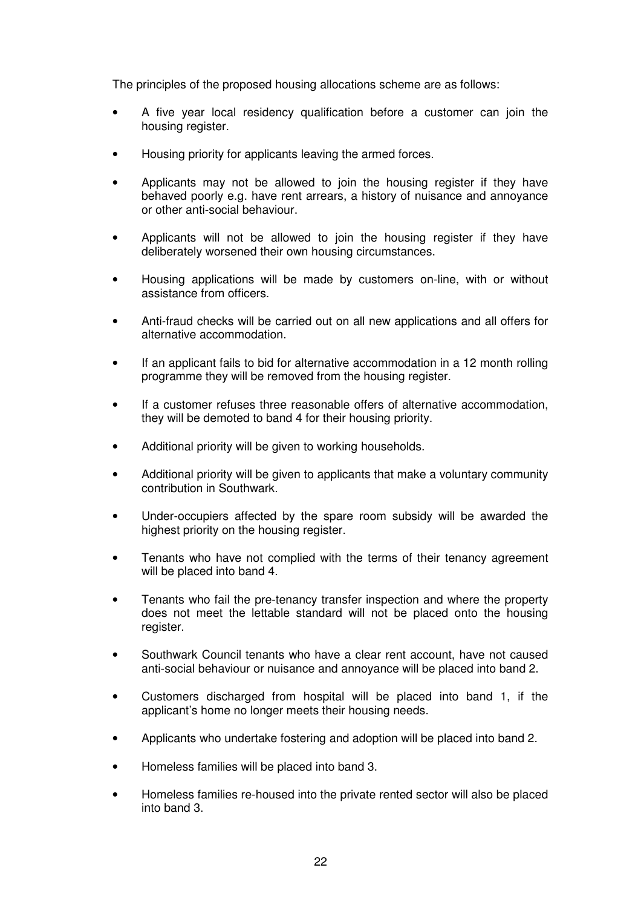The principles of the proposed housing allocations scheme are as follows:

- A five year local residency qualification before a customer can join the housing register.
- Housing priority for applicants leaving the armed forces.
- Applicants may not be allowed to join the housing register if they have behaved poorly e.g. have rent arrears, a history of nuisance and annoyance or other anti-social behaviour.
- Applicants will not be allowed to join the housing register if they have deliberately worsened their own housing circumstances.
- Housing applications will be made by customers on-line, with or without assistance from officers.
- Anti-fraud checks will be carried out on all new applications and all offers for alternative accommodation.
- If an applicant fails to bid for alternative accommodation in a 12 month rolling programme they will be removed from the housing register.
- If a customer refuses three reasonable offers of alternative accommodation, they will be demoted to band 4 for their housing priority.
- Additional priority will be given to working households.
- Additional priority will be given to applicants that make a voluntary community contribution in Southwark.
- Under-occupiers affected by the spare room subsidy will be awarded the highest priority on the housing register.
- Tenants who have not complied with the terms of their tenancy agreement will be placed into band 4.
- Tenants who fail the pre-tenancy transfer inspection and where the property does not meet the lettable standard will not be placed onto the housing register.
- Southwark Council tenants who have a clear rent account, have not caused anti-social behaviour or nuisance and annoyance will be placed into band 2.
- Customers discharged from hospital will be placed into band 1, if the applicant's home no longer meets their housing needs.
- Applicants who undertake fostering and adoption will be placed into band 2.
- Homeless families will be placed into band 3.
- Homeless families re-housed into the private rented sector will also be placed into band 3.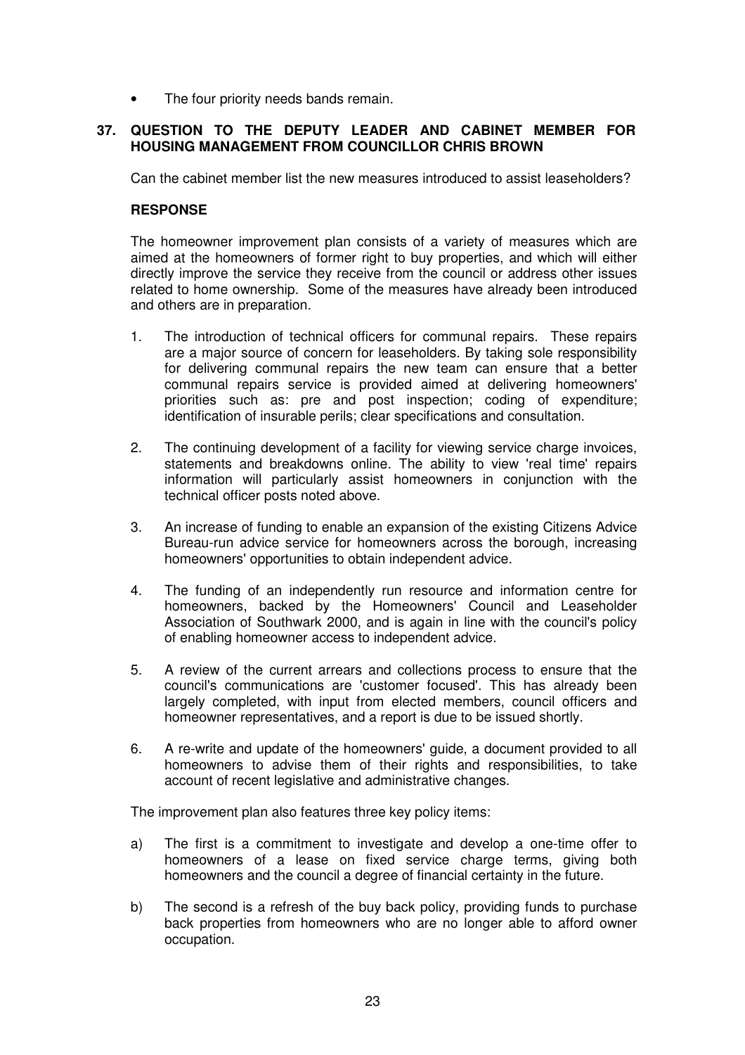- The four priority needs bands remain.

## 37. QUESTION TO THE DEPUTY LEADER AND CABINET MEMBER FOR HOUSING MANAGEMENT FROM COUNCILLOR CHRIS BROWN

Can the cabinet member list the new measures introduced to assist leaseholders?

**RESPONSE**

The homeowner improvement plan consists of a variety of measures which are aimed at the homeowners of former right to buy properties, and which will either directly improve the service they receive from the council or address other issues related to home ownership. Some of the measures have already been introduced and others are in preparation.

1. The introduction of technical officers for communal repairs. These repairs are a major source of concern for leaseholders. By taking sole responsibility for delivering communal repairs the new team can ensure that a better communal repairs service is provided aimed at delivering homeowners' priorities such as: pre and post inspection; coding of expenditure; identification of insurable perils; clear specifications and consultation.

2. The continuing development of a facility for viewing service charge invoices, statements and breakdowns online. The ability to view 'real time' repairs information will particularly assist homeowners in conjunction with the technical officer posts noted above.

3. An increase of funding to enable an expansion of the existing Citizens Advice Bureau-run advice service for homeowners across the borough, increasing homeowners' opportunities to obtain independent advice.

4. The funding of an independently run resource and information centre for homeowners, backed by the Homeowners' Council and Leaseholder Association of Southwark 2000, and is again in line with the council's policy of enabling homeowner access to independent advice.

5. A review of the current arrears and collections process to ensure that the council's communications are 'customer focused'. This has already been largely completed, with input from elected members, council officers and homeowner representatives, and a report is due to be issued shortly.

6. A re-write and update of the homeowners' guide, a document provided to all homeowners to advise them of their rights and responsibilities, to take account of recent legislative and administrative changes.

The improvement plan also features three key policy items:

a) The first is a commitment to investigate and develop a one-time offer to homeowners of a lease on fixed service charge terms, giving both homeowners and the council a degree of financial certainty in the future.

b) The second is a refresh of the buy back policy, providing funds to purchase back properties from homeowners who are no longer able to afford owner occupation.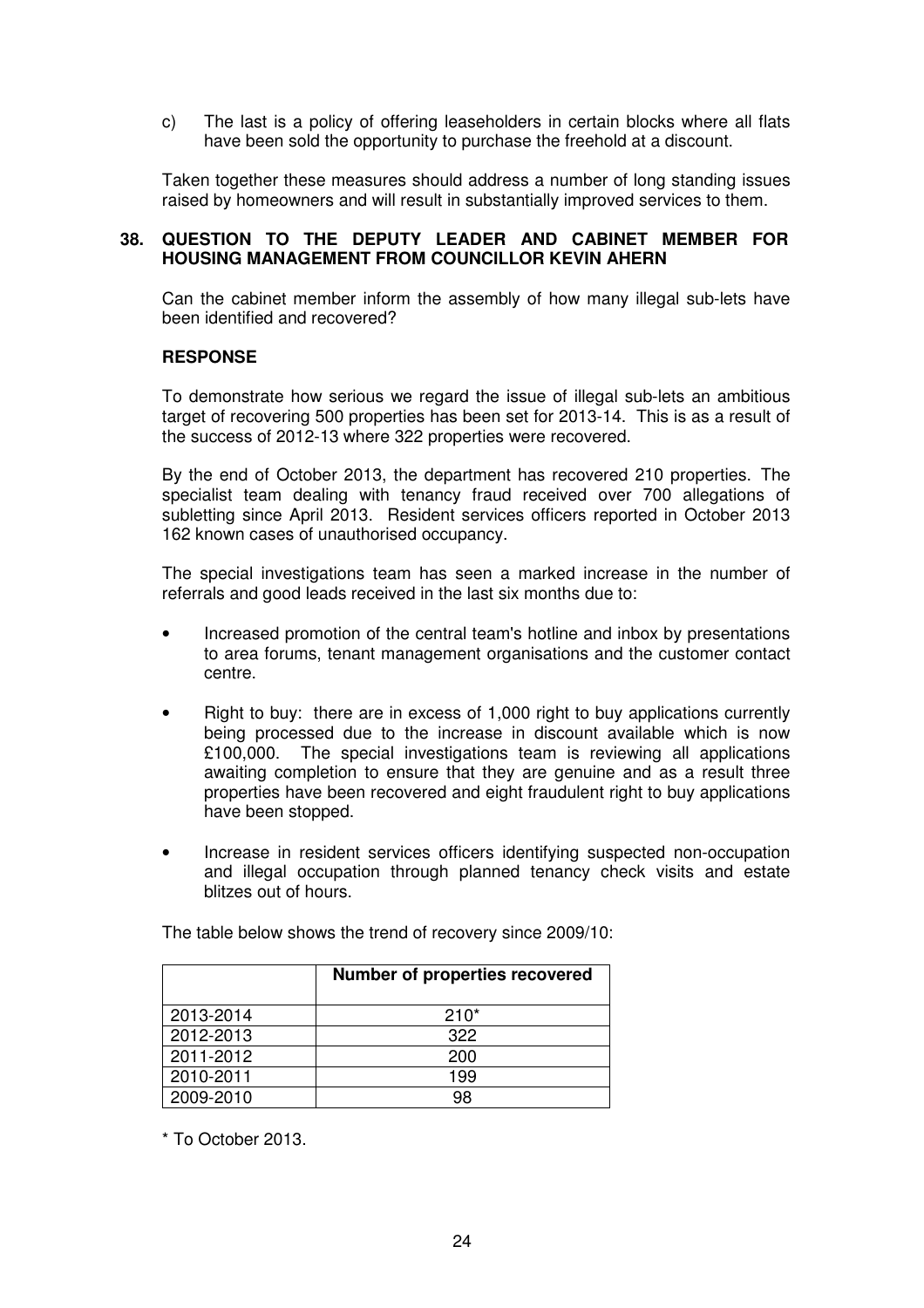c) The last is a policy of offering leaseholders in certain blocks where all flats have been sold the opportunity to purchase the freehold at a discount.

Taken together these measures should address a number of long standing issues raised by homeowners and will result in substantially improved services to them.

### 38. QUESTION TO THE DEPUTY LEADER AND CABINET MEMBER FOR HOUSING MANAGEMENT FROM COUNCILLOR KEVIN AHERN

Can the cabinet member inform the assembly of how many illegal sub-lets have been identified and recovered?

**RESPONSE**

To demonstrate how serious we regard the issue of illegal sub-lets an ambitious target of recovering 500 properties has been set for 2013-14. This is as a result of the success of 2012-13 where 322 properties were recovered.

By the end of October 2013, the department has recovered 210 properties. The specialist team dealing with tenancy fraud received over 700 allegations of subletting since April 2013. Resident services officers reported in October 2013 162 known cases of unauthorised occupancy.

The special investigations team has seen a marked increase in the number of referrals and good leads received in the last six months due to:

- Increased promotion of the central team's hotline and inbox by presentations to area forums, tenant management organisations and the customer contact centre.
- Right to buy: there are in excess of 1,000 right to buy applications currently being processed due to the increase in discount available which is now £100,000. The special investigations team is reviewing all applications awaiting completion to ensure that they are genuine and as a result three properties have been recovered and eight fraudulent right to buy applications have been stopped.
- Increase in resident services officers identifying suspected non-occupation and illegal occupation through planned tenancy check visits and estate blitzes out of hours.

The table below shows the trend of recovery since 2009/10:

| | Number of properties recovered |
|---|---|
| 2013-2014 | 210* |
| 2012-2013 | 322 |
| 2011-2012 | 200 |
| 2010-2011 | 199 |
| 2009-2010 | 98 |

* To October 2013.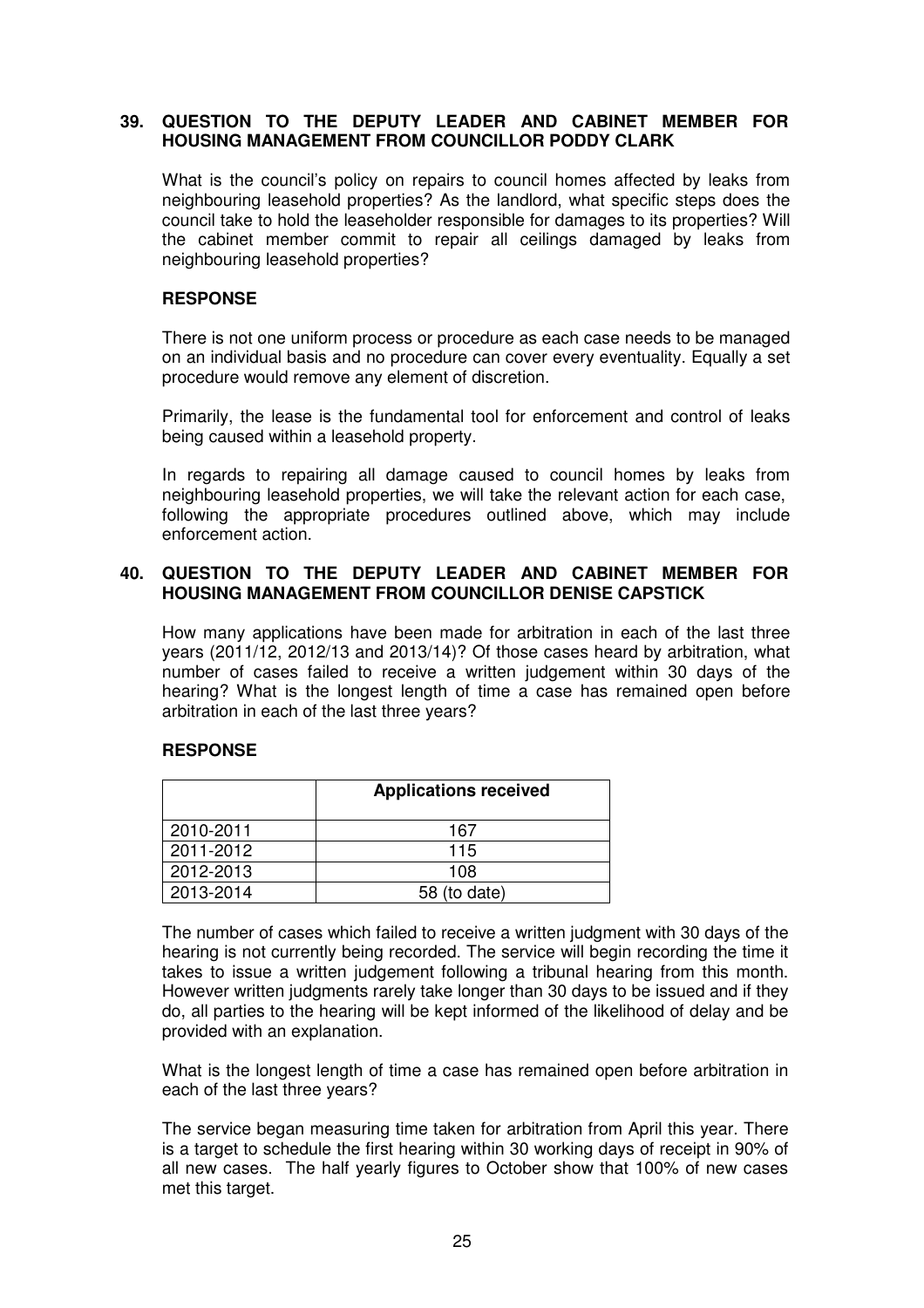**39. QUESTION TO THE DEPUTY LEADER AND CABINET MEMBER FOR HOUSING MANAGEMENT FROM COUNCILLOR PODDY CLARK**

What is the council's policy on repairs to council homes affected by leaks from neighbouring leasehold properties? As the landlord, what specific steps does the council take to hold the leaseholder responsible for damages to its properties? Will the cabinet member commit to repair all ceilings damaged by leaks from neighbouring leasehold properties?

**RESPONSE**

There is not one uniform process or procedure as each case needs to be managed on an individual basis and no procedure can cover every eventuality. Equally a set procedure would remove any element of discretion.

Primarily, the lease is the fundamental tool for enforcement and control of leaks being caused within a leasehold property.

In regards to repairing all damage caused to council homes by leaks from neighbouring leasehold properties, we will take the relevant action for each case, following the appropriate procedures outlined above, which may include enforcement action.

**40. QUESTION TO THE DEPUTY LEADER AND CABINET MEMBER FOR HOUSING MANAGEMENT FROM COUNCILLOR DENISE CAPSTICK**

How many applications have been made for arbitration in each of the last three years (2011/12, 2012/13 and 2013/14)? Of those cases heard by arbitration, what number of cases failed to receive a written judgement within 30 days of the hearing? What is the longest length of time a case has remained open before arbitration in each of the last three years?

**RESPONSE**

| | Applications received |
|---|---|
| 2010-2011 | 167 |
| 2011-2012 | 115 |
| 2012-2013 | 108 |
| 2013-2014 | 58 (to date) |

The number of cases which failed to receive a written judgment with 30 days of the hearing is not currently being recorded. The service will begin recording the time it takes to issue a written judgement following a tribunal hearing from this month. However written judgments rarely take longer than 30 days to be issued and if they do, all parties to the hearing will be kept informed of the likelihood of delay and be provided with an explanation.

What is the longest length of time a case has remained open before arbitration in each of the last three years?

The service began measuring time taken for arbitration from April this year. There is a target to schedule the first hearing within 30 working days of receipt in 90% of all new cases. The half yearly figures to October show that 100% of new cases met this target.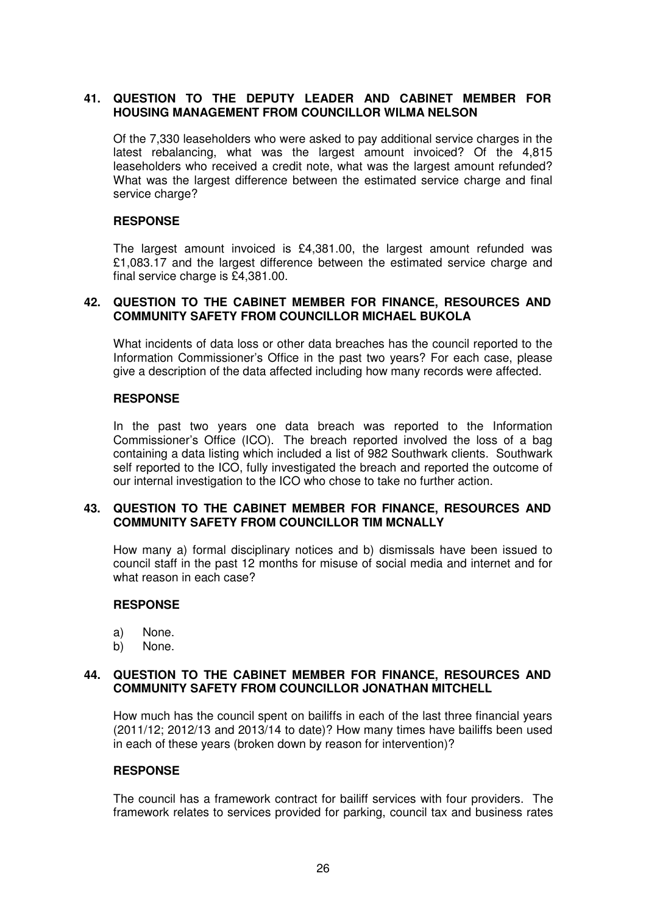**41. QUESTION TO THE DEPUTY LEADER AND CABINET MEMBER FOR HOUSING MANAGEMENT FROM COUNCILLOR WILMA NELSON**

Of the 7,330 leaseholders who were asked to pay additional service charges in the latest rebalancing, what was the largest amount invoiced? Of the 4,815 leaseholders who received a credit note, what was the largest amount refunded? What was the largest difference between the estimated service charge and final service charge?

**RESPONSE**

The largest amount invoiced is £4,381.00, the largest amount refunded was £1,083.17 and the largest difference between the estimated service charge and final service charge is £4,381.00.

**42. QUESTION TO THE CABINET MEMBER FOR FINANCE, RESOURCES AND COMMUNITY SAFETY FROM COUNCILLOR MICHAEL BUKOLA**

What incidents of data loss or other data breaches has the council reported to the Information Commissioner's Office in the past two years? For each case, please give a description of the data affected including how many records were affected.

**RESPONSE**

In the past two years one data breach was reported to the Information Commissioner's Office (ICO). The breach reported involved the loss of a bag containing a data listing which included a list of 982 Southwark clients. Southwark self reported to the ICO, fully investigated the breach and reported the outcome of our internal investigation to the ICO who chose to take no further action.

**43. QUESTION TO THE CABINET MEMBER FOR FINANCE, RESOURCES AND COMMUNITY SAFETY FROM COUNCILLOR TIM MCNALLY**

How many a) formal disciplinary notices and b) dismissals have been issued to council staff in the past 12 months for misuse of social media and internet and for what reason in each case?

**RESPONSE**

a) None.
b) None.

**44. QUESTION TO THE CABINET MEMBER FOR FINANCE, RESOURCES AND COMMUNITY SAFETY FROM COUNCILLOR JONATHAN MITCHELL**

How much has the council spent on bailiffs in each of the last three financial years (2011/12; 2012/13 and 2013/14 to date)? How many times have bailiffs been used in each of these years (broken down by reason for intervention)?

**RESPONSE**

The council has a framework contract for bailiff services with four providers. The framework relates to services provided for parking, council tax and business rates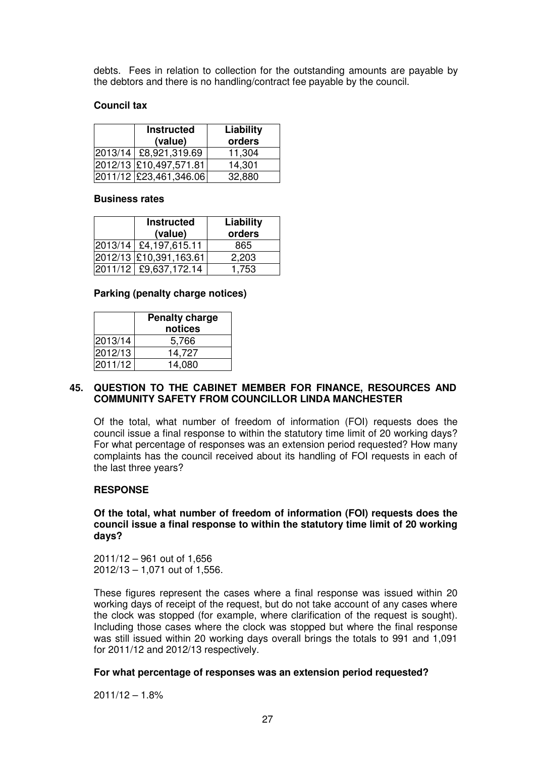debts. Fees in relation to collection for the outstanding amounts are payable by the debtors and there is no handling/contract fee payable by the council.

**Council tax**

| | **Instructed (value)** | **Liability orders** |
|---|---|---|
| 2013/14 | £8,921,319.69 | 11,304 |
| 2012/13 | £10,497,571.81 | 14,301 |
| 2011/12 | £23,461,346.06 | 32,880 |

**Business rates**

| | **Instructed (value)** | **Liability orders** |
|---|---|---|
| 2013/14 | £4,197,615.11 | 865 |
| 2012/13 | £10,391,163.61 | 2,203 |
| 2011/12 | £9,637,172.14 | 1,753 |

**Parking (penalty charge notices)**

| | **Penalty charge notices** |
|---|---|
| 2013/14 | 5,766 |
| 2012/13 | 14,727 |
| 2011/12 | 14,080 |

## 45. QUESTION TO THE CABINET MEMBER FOR FINANCE, RESOURCES AND COMMUNITY SAFETY FROM COUNCILLOR LINDA MANCHESTER

Of the total, what number of freedom of information (FOI) requests does the council issue a final response to within the statutory time limit of 20 working days? For what percentage of responses was an extension period requested? How many complaints has the council received about its handling of FOI requests in each of the last three years?

**RESPONSE**

**Of the total, what number of freedom of information (FOI) requests does the council issue a final response to within the statutory time limit of 20 working days?**

2011/12 – 961 out of 1,656
2012/13 – 1,071 out of 1,556.

These figures represent the cases where a final response was issued within 20 working days of receipt of the request, but do not take account of any cases where the clock was stopped (for example, where clarification of the request is sought). Including those cases where the clock was stopped but where the final response was still issued within 20 working days overall brings the totals to 991 and 1,091 for 2011/12 and 2012/13 respectively.

**For what percentage of responses was an extension period requested?**

2011/12 – 1.8%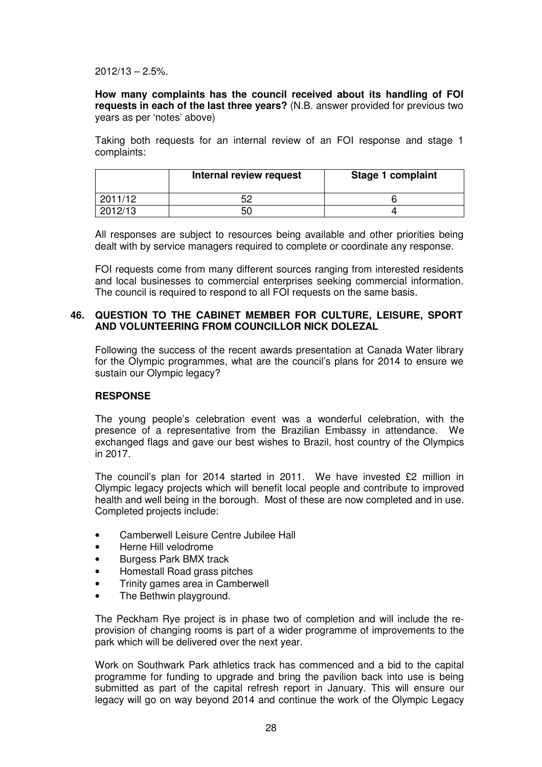2012/13 – 2.5%.

**How many complaints has the council received about its handling of FOI requests in each of the last three years?** (N.B. answer provided for previous two years as per 'notes' above)

Taking both requests for an internal review of an FOI response and stage 1 complaints:

| | Internal review request | Stage 1 complaint |
|---|---|---|
| 2011/12 | 52 | 6 |
| 2012/13 | 50 | 4 |

All responses are subject to resources being available and other priorities being dealt with by service managers required to complete or coordinate any response.

FOI requests come from many different sources ranging from interested residents and local businesses to commercial enterprises seeking commercial information. The council is required to respond to all FOI requests on the same basis.

### 46. QUESTION TO THE CABINET MEMBER FOR CULTURE, LEISURE, SPORT AND VOLUNTEERING FROM COUNCILLOR NICK DOLEZAL

Following the success of the recent awards presentation at Canada Water library for the Olympic programmes, what are the council's plans for 2014 to ensure we sustain our Olympic legacy?

**RESPONSE**

The young people's celebration event was a wonderful celebration, with the presence of a representative from the Brazilian Embassy in attendance. We exchanged flags and gave our best wishes to Brazil, host country of the Olympics in 2017.

The council's plan for 2014 started in 2011. We have invested £2 million in Olympic legacy projects which will benefit local people and contribute to improved health and well being in the borough. Most of these are now completed and in use. Completed projects include:

- Camberwell Leisure Centre Jubilee Hall
- Herne Hill velodrome
- Burgess Park BMX track
- Homestall Road grass pitches
- Trinity games area in Camberwell
- The Bethwin playground.

The Peckham Rye project is in phase two of completion and will include the re-provision of changing rooms is part of a wider programme of improvements to the park which will be delivered over the next year.

Work on Southwark Park athletics track has commenced and a bid to the capital programme for funding to upgrade and bring the pavilion back into use is being submitted as part of the capital refresh report in January. This will ensure our legacy will go on way beyond 2014 and continue the work of the Olympic Legacy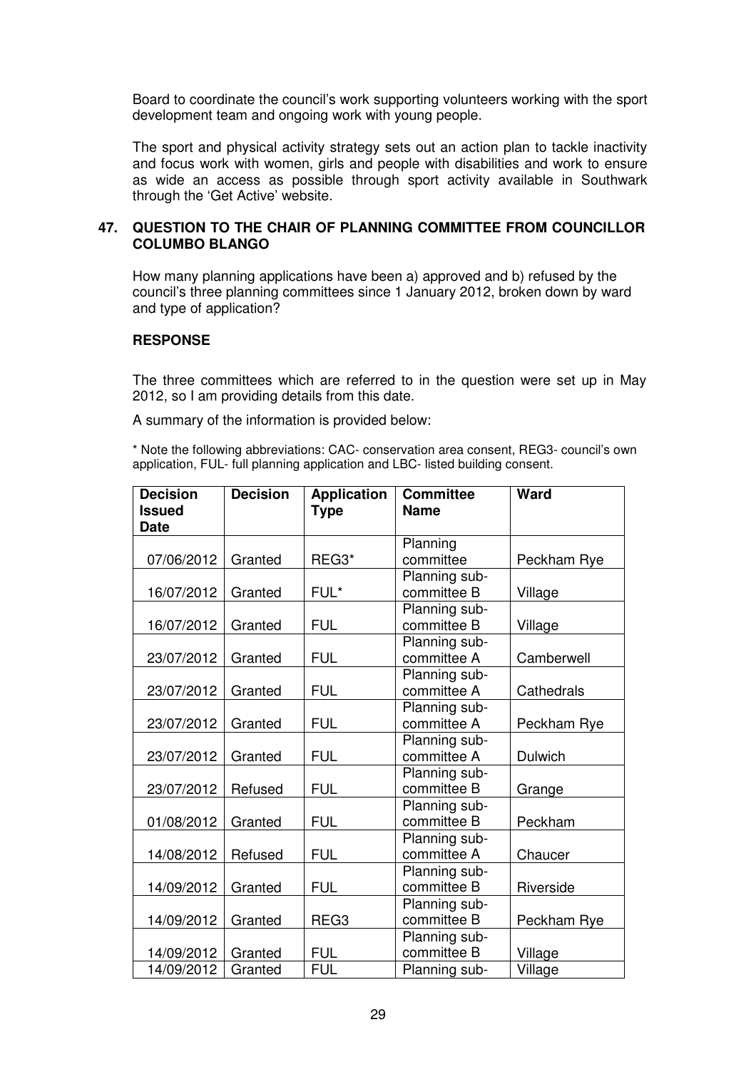Board to coordinate the council's work supporting volunteers working with the sport development team and ongoing work with young people.

The sport and physical activity strategy sets out an action plan to tackle inactivity and focus work with women, girls and people with disabilities and work to ensure as wide an access as possible through sport activity available in Southwark through the 'Get Active' website.

## 47. QUESTION TO THE CHAIR OF PLANNING COMMITTEE FROM COUNCILLOR COLUMBO BLANGO

How many planning applications have been a) approved and b) refused by the council's three planning committees since 1 January 2012, broken down by ward and type of application?

**RESPONSE**

The three committees which are referred to in the question were set up in May 2012, so I am providing details from this date.

A summary of the information is provided below:

* Note the following abbreviations: CAC- conservation area consent, REG3- council's own application, FUL- full planning application and LBC- listed building consent.

| Decision Issued Date | Decision | Application Type | Committee Name | Ward |
|---|---|---|---|---|
| 07/06/2012 | Granted | REG3* | Planning committee | Peckham Rye |
| 16/07/2012 | Granted | FUL* | Planning sub-committee B | Village |
| 16/07/2012 | Granted | FUL | Planning sub-committee B | Village |
| 23/07/2012 | Granted | FUL | Planning sub-committee A | Camberwell |
| 23/07/2012 | Granted | FUL | Planning sub-committee A | Cathedrals |
| 23/07/2012 | Granted | FUL | Planning sub-committee A | Peckham Rye |
| 23/07/2012 | Granted | FUL | Planning sub-committee A | Dulwich |
| 23/07/2012 | Refused | FUL | Planning sub-committee B | Grange |
| 01/08/2012 | Granted | FUL | Planning sub-committee B | Peckham |
| 14/08/2012 | Refused | FUL | Planning sub-committee A | Chaucer |
| 14/09/2012 | Granted | FUL | Planning sub-committee B | Riverside |
| 14/09/2012 | Granted | REG3 | Planning sub-committee B | Peckham Rye |
| 14/09/2012 | Granted | FUL | Planning sub-committee B | Village |
| 14/09/2012 | Granted | FUL | Planning sub- | Village |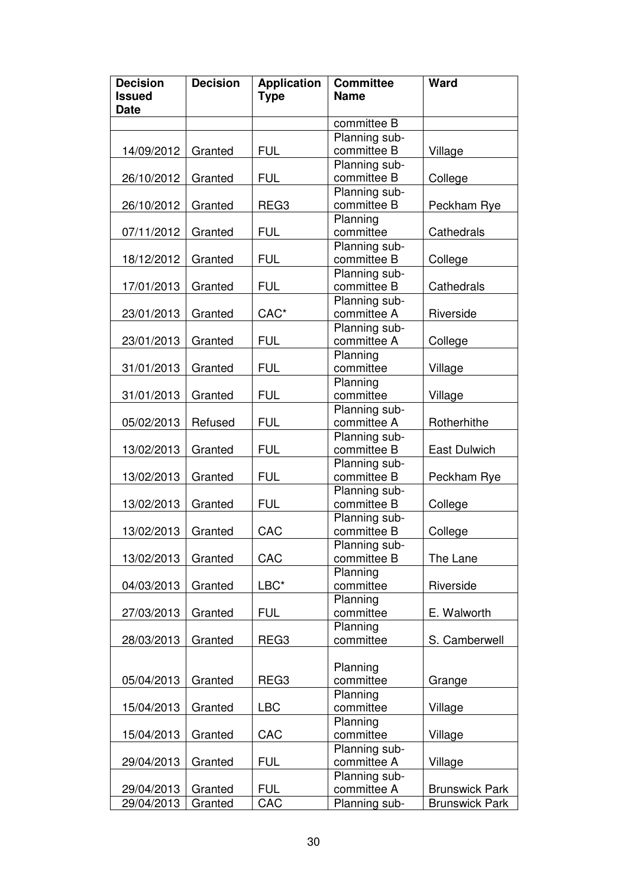| Decision Issued Date | Decision | Application Type | Committee Name | Ward |
|---|---|---|---|---|
| | | | committee B | |
| 14/09/2012 | Granted | FUL | Planning sub-committee B | Village |
| 26/10/2012 | Granted | FUL | Planning sub-committee B | College |
| 26/10/2012 | Granted | REG3 | Planning sub-committee B | Peckham Rye |
| 07/11/2012 | Granted | FUL | Planning committee | Cathedrals |
| 18/12/2012 | Granted | FUL | Planning sub-committee B | College |
| 17/01/2013 | Granted | FUL | Planning sub-committee B | Cathedrals |
| 23/01/2013 | Granted | CAC* | Planning sub-committee A | Riverside |
| 23/01/2013 | Granted | FUL | Planning sub-committee A | College |
| 31/01/2013 | Granted | FUL | Planning committee | Village |
| 31/01/2013 | Granted | FUL | Planning committee | Village |
| 05/02/2013 | Refused | FUL | Planning sub-committee A | Rotherhithe |
| 13/02/2013 | Granted | FUL | Planning sub-committee B | East Dulwich |
| 13/02/2013 | Granted | FUL | Planning sub-committee B | Peckham Rye |
| 13/02/2013 | Granted | FUL | Planning sub-committee B | College |
| 13/02/2013 | Granted | CAC | Planning sub-committee B | College |
| 13/02/2013 | Granted | CAC | Planning sub-committee B | The Lane |
| 04/03/2013 | Granted | LBC* | Planning committee | Riverside |
| 27/03/2013 | Granted | FUL | Planning committee | E. Walworth |
| 28/03/2013 | Granted | REG3 | Planning committee | S. Camberwell |
| 05/04/2013 | Granted | REG3 | Planning committee | Grange |
| 15/04/2013 | Granted | LBC | Planning committee | Village |
| 15/04/2013 | Granted | CAC | Planning committee | Village |
| 29/04/2013 | Granted | FUL | Planning sub-committee A | Village |
| 29/04/2013 | Granted | FUL | Planning sub-committee A | Brunswick Park |
| 29/04/2013 | Granted | CAC | Planning sub- | Brunswick Park |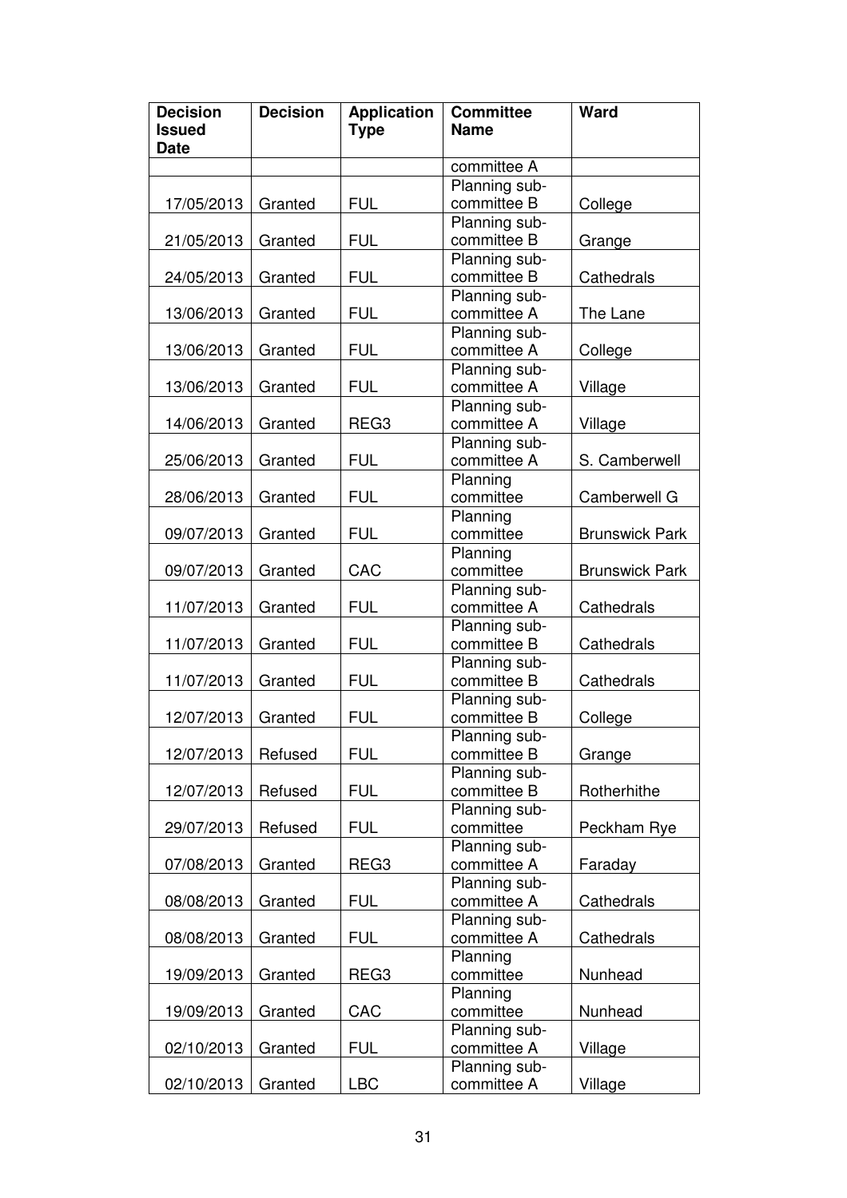| Decision Issued Date | Decision | Application Type | Committee Name | Ward |
|---|---|---|---|---|
| | | | committee A | |
| 17/05/2013 | Granted | FUL | Planning sub-committee B | College |
| 21/05/2013 | Granted | FUL | Planning sub-committee B | Grange |
| 24/05/2013 | Granted | FUL | Planning sub-committee B | Cathedrals |
| 13/06/2013 | Granted | FUL | Planning sub-committee A | The Lane |
| 13/06/2013 | Granted | FUL | Planning sub-committee A | College |
| 13/06/2013 | Granted | FUL | Planning sub-committee A | Village |
| 14/06/2013 | Granted | REG3 | Planning sub-committee A | Village |
| 25/06/2013 | Granted | FUL | Planning sub-committee A | S. Camberwell |
| 28/06/2013 | Granted | FUL | Planning committee | Camberwell G |
| 09/07/2013 | Granted | FUL | Planning committee | Brunswick Park |
| 09/07/2013 | Granted | CAC | Planning committee | Brunswick Park |
| 11/07/2013 | Granted | FUL | Planning sub-committee A | Cathedrals |
| 11/07/2013 | Granted | FUL | Planning sub-committee B | Cathedrals |
| 11/07/2013 | Granted | FUL | Planning sub-committee B | Cathedrals |
| 12/07/2013 | Granted | FUL | Planning sub-committee B | College |
| 12/07/2013 | Refused | FUL | Planning sub-committee B | Grange |
| 12/07/2013 | Refused | FUL | Planning sub-committee B | Rotherhithe |
| 29/07/2013 | Refused | FUL | Planning sub-committee | Peckham Rye |
| 07/08/2013 | Granted | REG3 | Planning sub-committee A | Faraday |
| 08/08/2013 | Granted | FUL | Planning sub-committee A | Cathedrals |
| 08/08/2013 | Granted | FUL | Planning sub-committee A | Cathedrals |
| 19/09/2013 | Granted | REG3 | Planning committee | Nunhead |
| 19/09/2013 | Granted | CAC | Planning committee | Nunhead |
| 02/10/2013 | Granted | FUL | Planning sub-committee A | Village |
| 02/10/2013 | Granted | LBC | Planning sub-committee A | Village |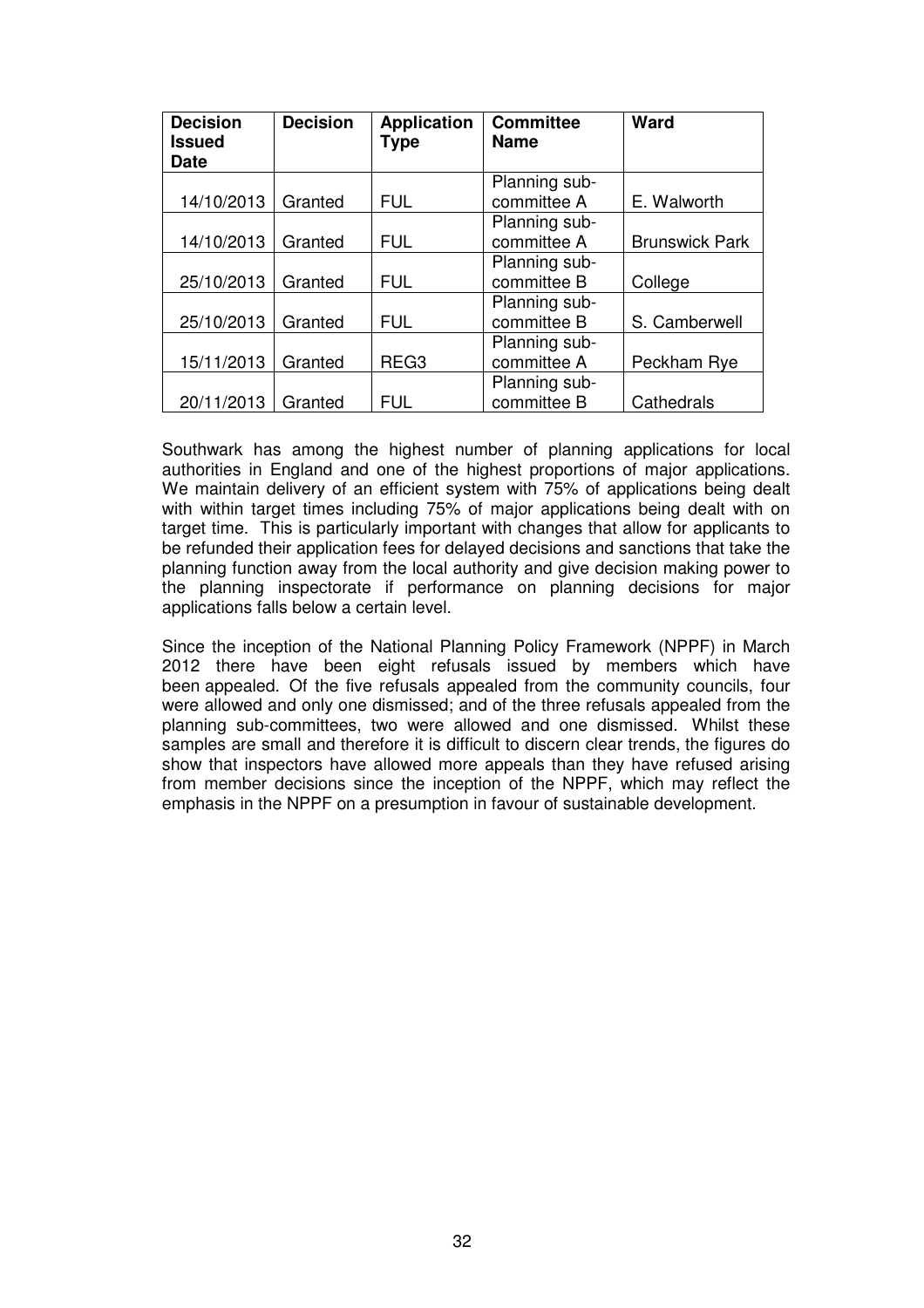| Decision Issued Date | Decision | Application Type | Committee Name | Ward |
|---|---|---|---|---|
| 14/10/2013 | Granted | FUL | Planning sub-committee A | E. Walworth |
| 14/10/2013 | Granted | FUL | Planning sub-committee A | Brunswick Park |
| 25/10/2013 | Granted | FUL | Planning sub-committee B | College |
| 25/10/2013 | Granted | FUL | Planning sub-committee B | S. Camberwell |
| 15/11/2013 | Granted | REG3 | Planning sub-committee A | Peckham Rye |
| 20/11/2013 | Granted | FUL | Planning sub-committee B | Cathedrals |

Southwark has among the highest number of planning applications for local authorities in England and one of the highest proportions of major applications. We maintain delivery of an efficient system with 75% of applications being dealt with within target times including 75% of major applications being dealt with on target time. This is particularly important with changes that allow for applicants to be refunded their application fees for delayed decisions and sanctions that take the planning function away from the local authority and give decision making power to the planning inspectorate if performance on planning decisions for major applications falls below a certain level.

Since the inception of the National Planning Policy Framework (NPPF) in March 2012 there have been eight refusals issued by members which have been appealed. Of the five refusals appealed from the community councils, four were allowed and only one dismissed; and of the three refusals appealed from the planning sub-committees, two were allowed and one dismissed. Whilst these samples are small and therefore it is difficult to discern clear trends, the figures do show that inspectors have allowed more appeals than they have refused arising from member decisions since the inception of the NPPF, which may reflect the emphasis in the NPPF on a presumption in favour of sustainable development.